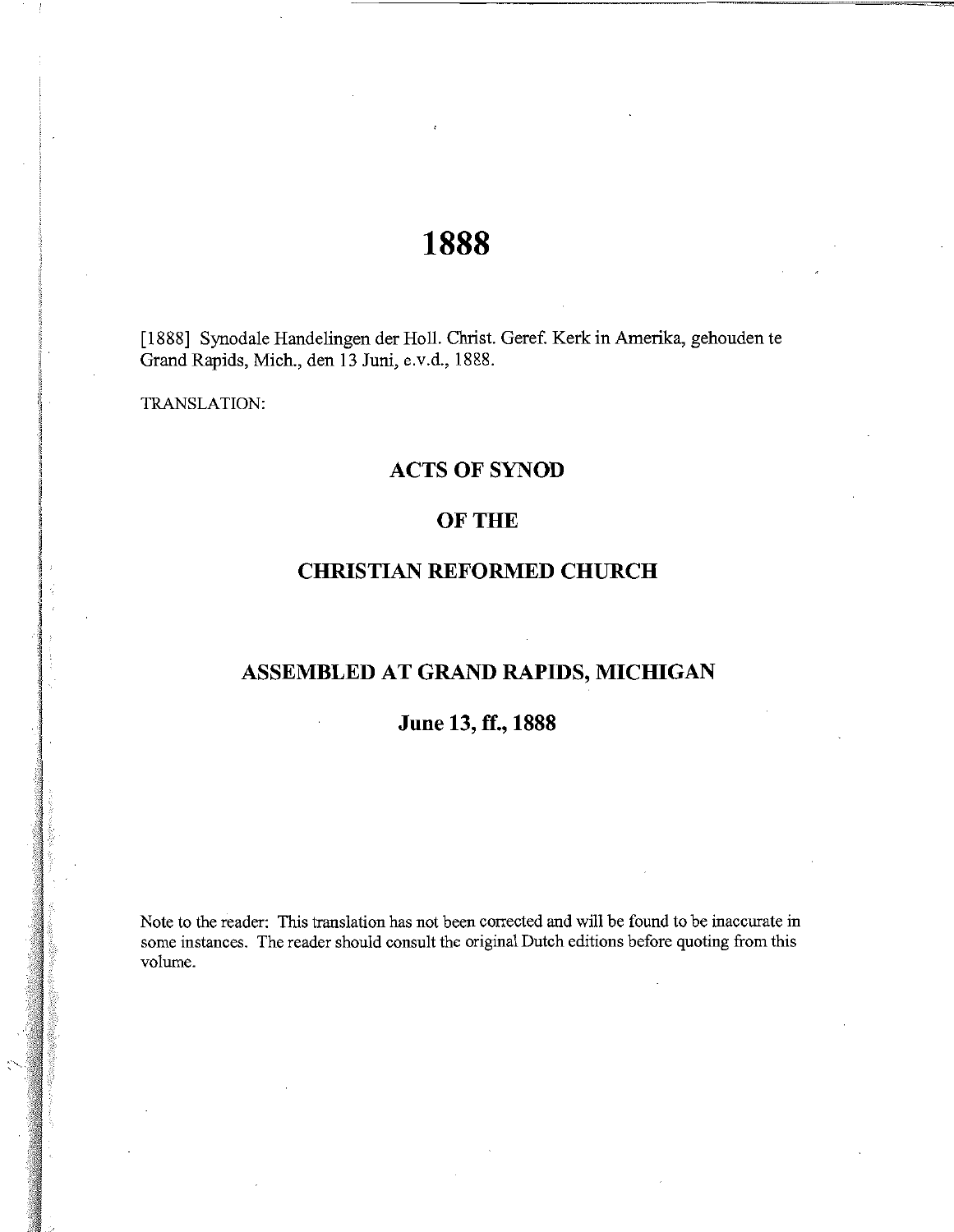# 1888

[1888] Synodale Handelingen der Holl. Christ. Geref. Kerk in Amerika, gehouden te Grand Rapids, Mich., den 13 Juni, e.v.d., 1888.

TRANSLATION:

## ACTS OF SYNOD

## OF THE

## CHRISTIAN REFORMED CHURCH

## ASSEMBLED AT GRAND RAPIDS, MICHIGAN

### June 13, ff., 1888

Note to the reader: This translation has not been corrected and will be found to be inaccurate in some instances. The reader should consult the original Dutch editions before quoting from this volume.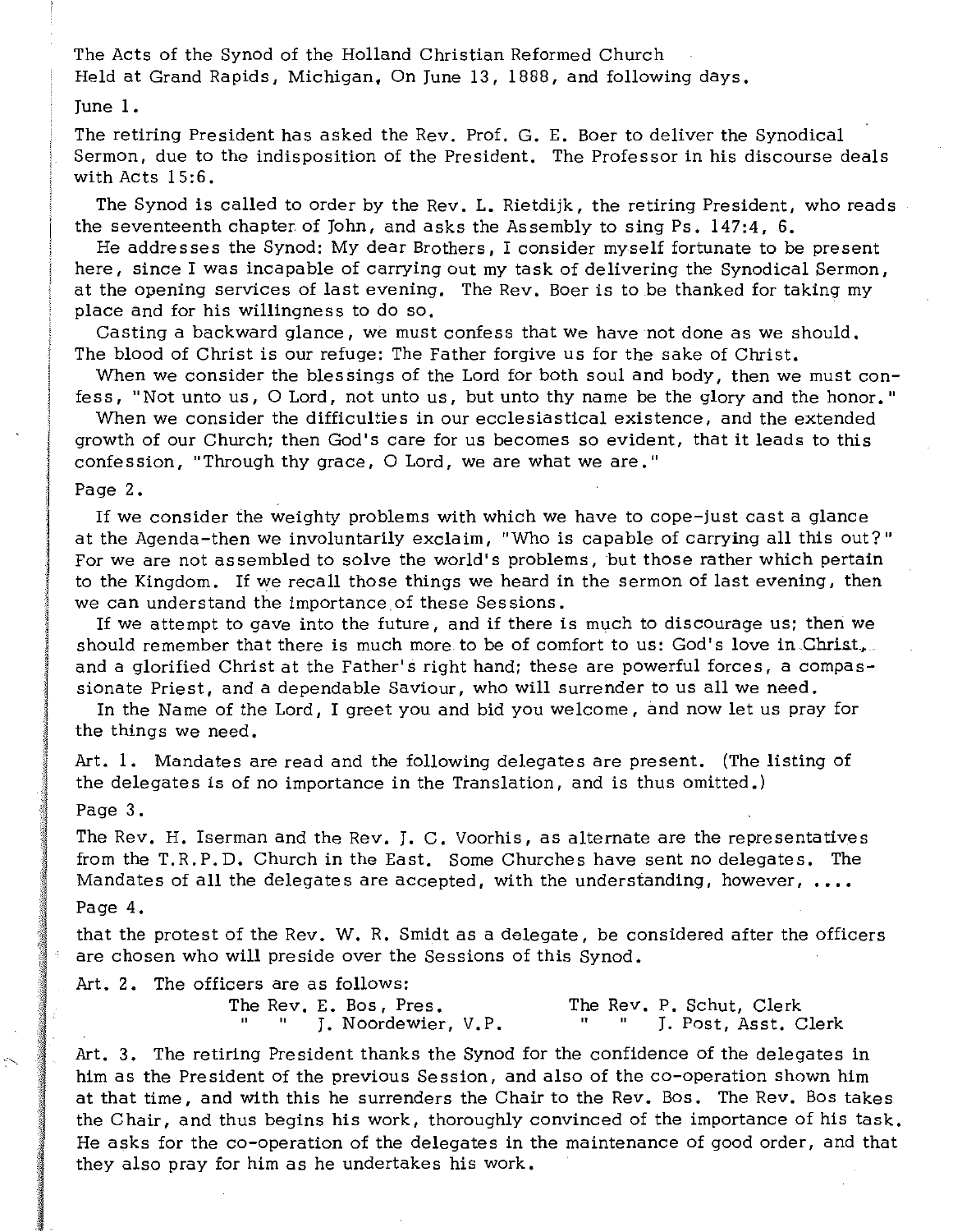The Acts of the Synod of the Holland Christian Reformed Church
Held at Grand Rapids, Michigan, On June 13, 1888, and following days.

June 1.

The retiring President has asked the Rev. Prof. G. E. Boer to deliver the Synodical Sermon, due to the indisposition of the President. The Professor in his discourse deals with Acts 15:6.

The Synod is called to order by the Rev. L. Rietdijk, the retiring President, who reads the seventeenth chapter of John, and asks the Assembly to sing Ps. 147:4, 6.

He addresses the Synod: My dear Brothers, I consider myself fortunate to be present here, since I was incapable of carrying out my task of delivering the Synodical Sermon, at the opening services of last evening. The Rev. Boer is to be thanked for taking my place and for his willingness to do so.

Casting a backward glance, we must confess that we have not done as we should. The blood of Christ is our refuge: The Father forgive us for the sake of Christ.

When we consider the blessings of the Lord for both soul and body, then we must confess, "Not unto us, O Lord, not unto us, but unto thy name be the glory and the honor."

When we consider the difficulties in our ecclesiastical existence, and the extended growth of our Church; then God's care for us becomes so evident, that it leads to this confession, "Through thy grace, O Lord, we are what we are."

Page 2.

If we consider the weighty problems with which we have to cope-just cast a glance at the Agenda-then we involuntarily exclaim, "Who is capable of carrying all this out?" For we are not assembled to solve the world's problems, but those rather which pertain to the Kingdom. If we recall those things we heard in the sermon of last evening, then we can understand the importance of these Sessions.

If we attempt to gave into the future, and if there is much to discourage us; then we should remember that there is much more to be of comfort to us: God's love in Christ, and a glorified Christ at the Father's right hand; these are powerful forces, a compassionate Priest, and a dependable Saviour, who will surrender to us all we need.

In the Name of the Lord, I greet you and bid you welcome, and now let us pray for the things we need.

Art. 1. Mandates are read and the following delegates are present. (The listing of the delegates is of no importance in the Translation, and is thus omitted.)

Page 3.

The Rev. H. Iserman and the Rev. J. C. Voorhis, as alternate are the representatives from the T.R.P.D. Church in the East. Some Churches have sent no delegates. The Mandates of all the delegates are accepted, with the understanding, however, ....

Page 4.

that the protest of the Rev. W. R. Smidt as a delegate, be considered after the officers are chosen who will preside over the Sessions of this Synod.

Art. 2. The officers are as follows:

The Rev. E. Bos, Pres. — The Rev. P. Schut, Clerk
" " J. Noordewier, V.P. — " " J. Post, Asst. Clerk

Art. 3. The retiring President thanks the Synod for the confidence of the delegates in him as the President of the previous Session, and also of the co-operation shown him at that time, and with this he surrenders the Chair to the Rev. Bos. The Rev. Bos takes the Chair, and thus begins his work, thoroughly convinced of the importance of his task. He asks for the co-operation of the delegates in the maintenance of good order, and that they also pray for him as he undertakes his work.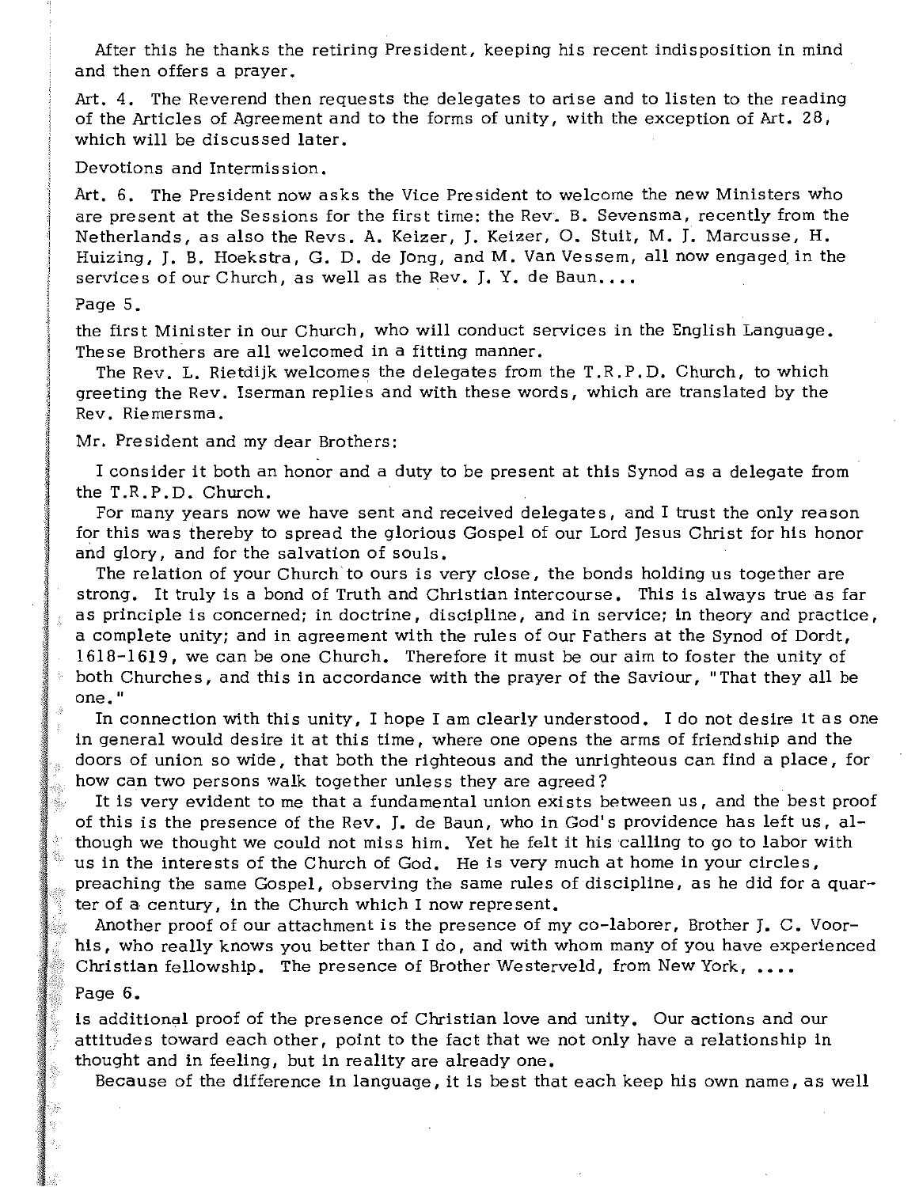After this he thanks the retiring President, keeping his recent indisposition in mind and then offers a prayer.

Art. 4. The Reverend then requests the delegates to arise and to listen to the reading of the Articles of Agreement and to the forms of unity, with the exception of Art. 28, which will be discussed later.

Devotions and Intermission.

Art. 6. The President now asks the Vice President to welcome the new Ministers who are present at the Sessions for the first time: the Rev. B. Sevensma, recently from the Netherlands, as also the Revs. A. Keizer, J. Keizer, O. Stuit, M. J. Marcusse, H. Huizing, J. B. Hoekstra, G. D. de Jong, and M. Van Vessem, all now engaged in the services of our Church, as well as the Rev. J. Y. de Baun....

Page 5.

the first Minister in our Church, who will conduct services in the English Language. These Brothers are all welcomed in a fitting manner.

The Rev. L. Rietdijk welcomes the delegates from the T.R.P.D. Church, to which greeting the Rev. Iserman replies and with these words, which are translated by the Rev. Riemersma.

Mr. President and my dear Brothers:

I consider it both an honor and a duty to be present at this Synod as a delegate from the T.R.P.D. Church.

For many years now we have sent and received delegates, and I trust the only reason for this was thereby to spread the glorious Gospel of our Lord Jesus Christ for his honor and glory, and for the salvation of souls.

The relation of your Church to ours is very close, the bonds holding us together are strong. It truly is a bond of Truth and Christian intercourse. This is always true as far as principle is concerned; in doctrine, discipline, and in service; in theory and practice, a complete unity; and in agreement with the rules of our Fathers at the Synod of Dordt, 1618-1619, we can be one Church. Therefore it must be our aim to foster the unity of both Churches, and this in accordance with the prayer of the Saviour, "That they all be one."

In connection with this unity, I hope I am clearly understood. I do not desire it as one in general would desire it at this time, where one opens the arms of friendship and the doors of union so wide, that both the righteous and the unrighteous can find a place, for how can two persons walk together unless they are agreed?

It is very evident to me that a fundamental union exists between us, and the best proof of this is the presence of the Rev. J. de Baun, who in God's providence has left us, although we thought we could not miss him. Yet he felt it his calling to go to labor with us in the interests of the Church of God. He is very much at home in your circles, preaching the same Gospel, observing the same rules of discipline, as he did for a quarter of a century, in the Church which I now represent.

Another proof of our attachment is the presence of my co-laborer, Brother J. C. Voorhis, who really knows you better than I do, and with whom many of you have experienced Christian fellowship. The presence of Brother Westerveld, from New York, ....

Page 6.

is additional proof of the presence of Christian love and unity. Our actions and our attitudes toward each other, point to the fact that we not only have a relationship in thought and in feeling, but in reality are already one.

Because of the difference in language, it is best that each keep his own name, as well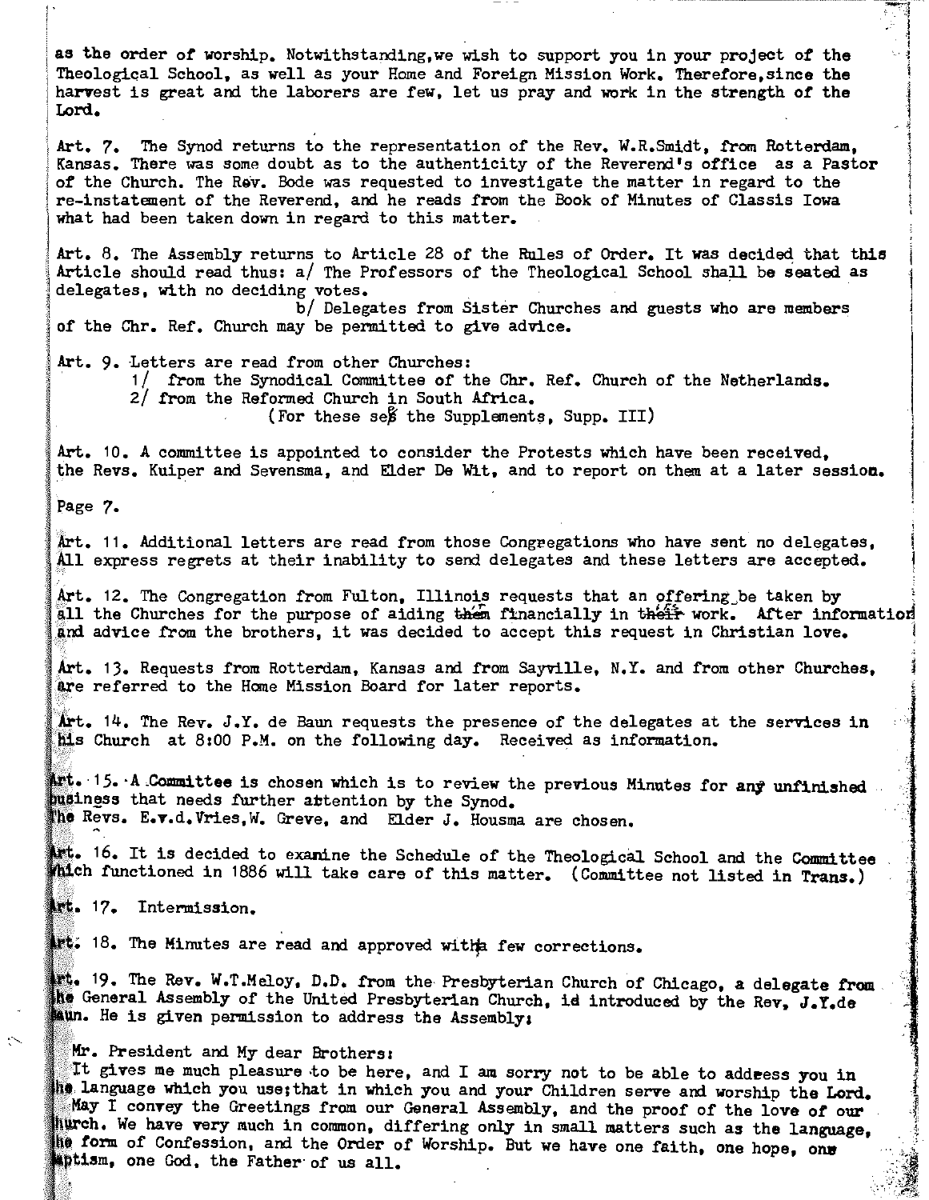as the order of worship. Notwithstanding, we wish to support you in your project of the Theological School, as well as your Home and Foreign Mission Work. Therefore, since the harvest is great and the laborers are few, let us pray and work in the strength of the Lord.

Art. 7. The Synod returns to the representation of the Rev. W.R.Smidt, from Rotterdam, Kansas. There was some doubt as to the authenticity of the Reverend's office as a Pastor of the Church. The Rev. Bode was requested to investigate the matter in regard to the re-instatement of the Reverend, and he reads from the Book of Minutes of Classis Iowa what had been taken down in regard to this matter.

Art. 8. The Assembly returns to Article 28 of the Rules of Order. It was decided that this Article should read thus: a/ The Professors of the Theological School shall be seated as delegates, with no deciding votes.

b/ Delegates from Sister Churches and guests who are members of the Chr. Ref. Church may be permitted to give advice.

Art. 9. Letters are read from other Churches:

1/ from the Synodical Committee of the Chr. Ref. Church of the Netherlands.

2/ from the Reformed Church in South Africa.

(For these see the Supplements, Supp. III)

Art. 10. A committee is appointed to consider the Protests which have been received, the Revs. Kuiper and Sevensma, and Elder De Wit, and to report on them at a later session.

Page 7.

Art. 11. Additional letters are read from those Congregations who have sent no delegates. All express regrets at their inability to send delegates and these letters are accepted.

Art. 12. The Congregation from Fulton, Illinois requests that an offering be taken by all the Churches for the purpose of aiding them financially in their work. After information and advice from the brothers, it was decided to accept this request in Christian love.

Art. 13. Requests from Rotterdam, Kansas and from Sayville, N.Y. and from other Churches, are referred to the Home Mission Board for later reports.

Art. 14. The Rev. J.Y. de Baun requests the presence of the delegates at the services in his Church at 8:00 P.M. on the following day. Received as information.

Art. 15. A Committee is chosen which is to review the previous Minutes for any unfinished business that needs further attention by the Synod.
The Revs. E.v.d.Vries, W. Greve, and Elder J. Housma are chosen.

Art. 16. It is decided to examine the Schedule of the Theological School and the Committee which functioned in 1886 will take care of this matter. (Committee not listed in Trans.)

Art. 17. Intermission.

Art. 18. The Minutes are read and approved with a few corrections.

Art. 19. The Rev. W.T.Meloy, D.D. from the Presbyterian Church of Chicago, a delegate from the General Assembly of the United Presbyterian Church, is introduced by the Rev. J.Y.de Baun. He is given permission to address the Assembly:

Mr. President and My dear Brothers:
It gives me much pleasure to be here, and I am sorry not to be able to address you in the language which you use; that in which you and your Children serve and worship the Lord. May I convey the Greetings from our General Assembly, and the proof of the love of our Church. We have very much in common, differing only in small matters such as the language, the form of Confession, and the Order of Worship. But we have one faith, one hope, one baptism, one God, the Father of us all.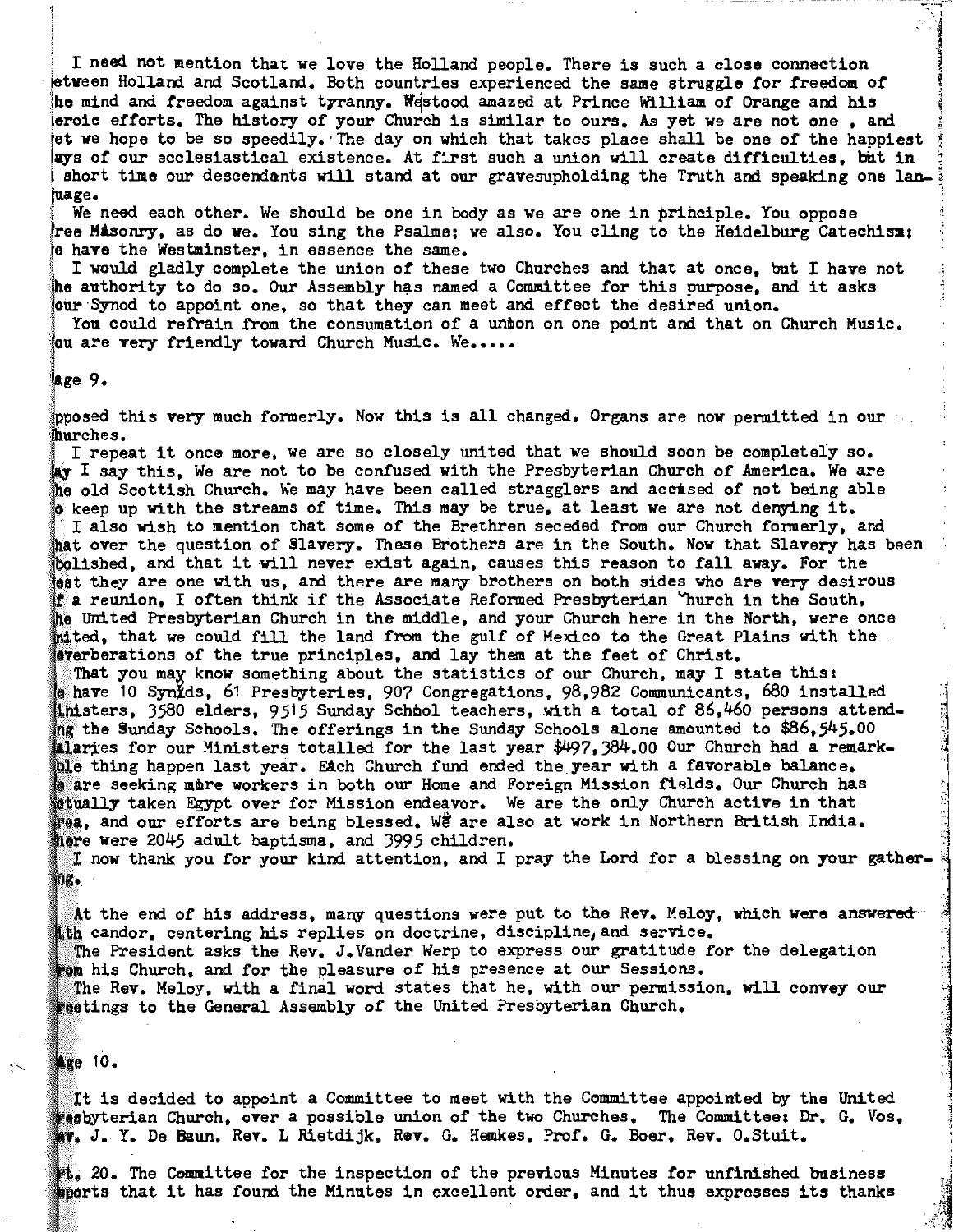I need not mention that we love the Holland people. There is such a close connection between Holland and Scotland. Both countries experienced the same struggle for freedom of the mind and freedom against tyranny. We stood amazed at Prince William of Orange and his heroic efforts. The history of your Church is similar to ours. As yet we are not one , and yet we hope to be so speedily. The day on which that takes place shall be one of the happiest days of our ecclesiastical existence. At first such a union will create difficulties, but in a short time our descendants will stand at our grave upholding the Truth and speaking one language.

We need each other. We should be one in body as we are one in principle. You oppose Free Masonry, as do we. You sing the Psalms; we also. You cling to the Heidelburg Catechism; we have the Westminster, in essence the same.

I would gladly complete the union of these two Churches and that at once, but I have not the authority to do so. Our Assembly has named a Committee for this purpose, and it asks your Synod to appoint one, so that they can meet and effect the desired union.

You could refrain from the consumation of a union on one point and that on Church Music. You are very friendly toward Church Music. We.....

Page 9.

opposed this very much formerly. Now this is all changed. Organs are now permitted in our churches.

I repeat it once more, we are so closely united that we should soon be completely so. May I say this, We are not to be confused with the Presbyterian Church of America. We are the old Scottish Church. We may have been called stragglers and accused of not being able to keep up with the streams of time. This may be true, at least we are not denying it.

I also wish to mention that some of the Brethren seceded from our Church formerly, and that over the question of Slavery. These Brothers are in the South. Now that Slavery has been abolished, and that it will never exist again, causes this reason to fall away. For the rest they are one with us, and there are many brothers on both sides who are very desirous of a reunion. I often think if the Associate Reformed Presbyterian Church in the South, the United Presbyterian Church in the middle, and your Church here in the North, were once united, that we could fill the land from the gulf of Mexico to the Great Plains with the reverberations of the true principles, and lay them at the feet of Christ.

That you may know something about the statistics of our Church, may I state this: We have 10 Synods, 61 Presbyteries, 907 Congregations, 98,982 Communicants, 680 installed Ministers, 3580 elders, 9515 Sunday School teachers, with a total of 86,460 persons attending the Sunday Schools. The offerings in the Sunday Schools alone amounted to $86,545.00 Salaries for our Ministers totalled for the last year $497,384.00 Our Church had a remarkable thing happen last year. Each Church fund ended the year with a favorable balance. We are seeking more workers in both our Home and Foreign Mission fields. Our Church has actually taken Egypt over for Mission endeavor. We are the only Church active in that area, and our efforts are being blessed. We are also at work in Northern British India. There were 2045 adult baptisms, and 3995 children.

I now thank you for your kind attention, and I pray the Lord for a blessing on your gathering.

At the end of his address, many questions were put to the Rev. Meloy, which were answered with candor, centering his replies on doctrine, discipline, and service.

The President asks the Rev. J.Vander Werp to express our gratitude for the delegation from his Church, and for the pleasure of his presence at our Sessions.

The Rev. Meloy, with a final word states that he, with our permission, will convey our greetings to the General Assembly of the United Presbyterian Church.

Page 10.

It is decided to appoint a Committee to meet with the Committee appointed by the United Presbyterian Church, over a possible union of the two Churches. The Committee: Dr. G. Vos, Rev. J. Y. De Baun, Rev. L Rietdijk, Rev. G. Hemkes, Prof. G. Boer, Rev. O.Stuit.

Art. 20. The Committee for the inspection of the previous Minutes for unfinished business reports that it has found the Minutes in excellent order, and it thus expresses its thanks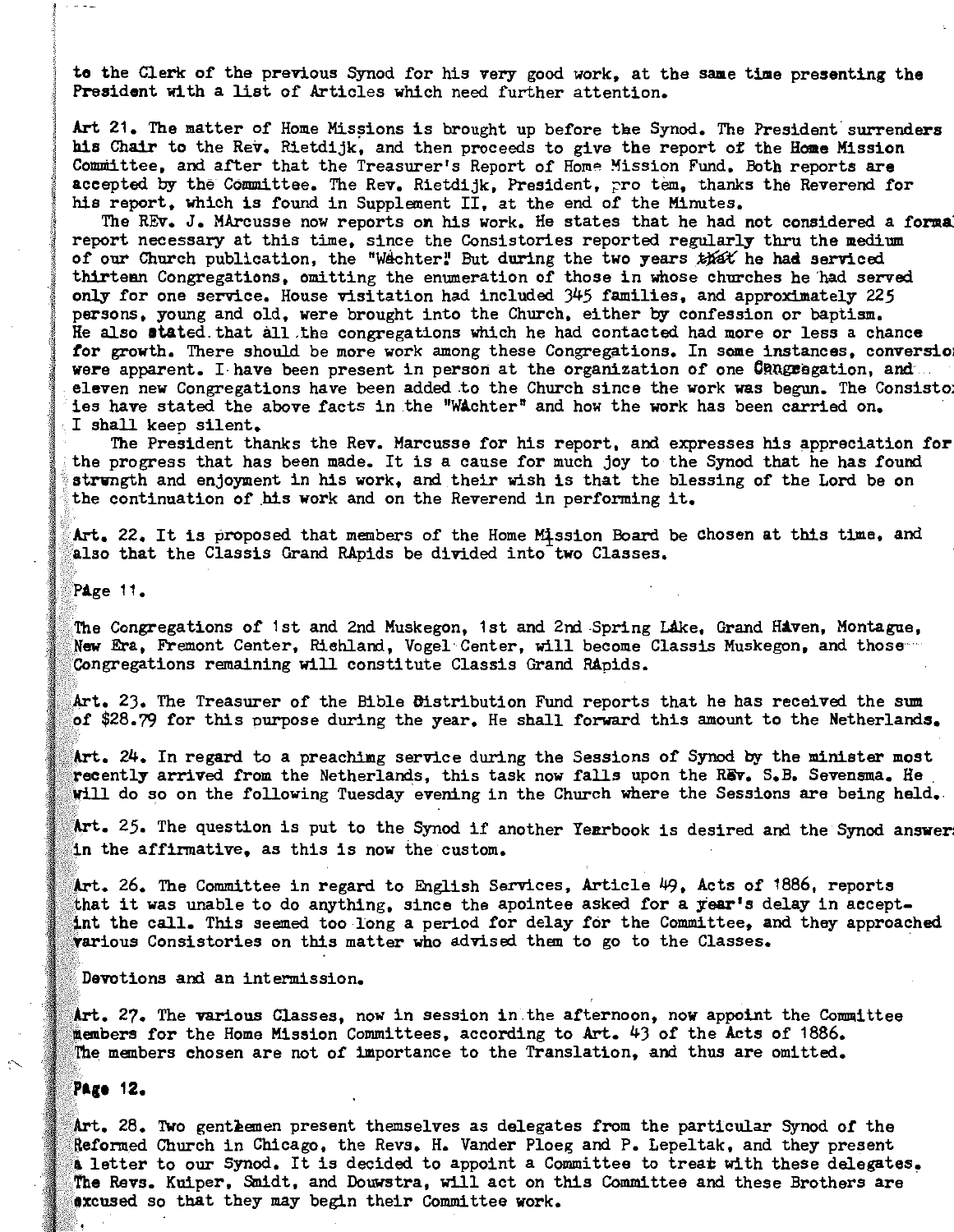to the Clerk of the previous Synod for his very good work, at the same time presenting the President with a list of Articles which need further attention.

Art 21. The matter of Home Missions is brought up before the Synod. The President surrenders his Chair to the Rev. Rietdijk, and then proceeds to give the report of the Home Mission Committee, and after that the Treasurer's Report of Home Mission Fund. Both reports are accepted by the Committee. The Rev. Rietdijk, President, pro tem, thanks the Reverend for his report, which is found in Supplement II, at the end of the Minutes.

The REv. J. MArcusse now reports on his work. He states that he had not considered a formal report necessary at this time, since the Consistories reported regularly thru the medium of our Church publication, the "Wächter." But during the two years that he had serviced thirteen Congregations, omitting the enumeration of those in whose churches he had served only for one service. House visitation had included 345 families, and approximately 225 persons, young and old, were brought into the Church, either by confession or baptism. He also stated that all the congregations which he had contacted had more or less a chance for growth. There should be more work among these Congregations. In some instances, conversions were apparent. I have been present in person at the organization of one Congregation, and eleven new Congregations have been added to the Church since the work was begun. The Consistories have stated the above facts in the "Wächter" and how the work has been carried on. I shall keep silent.

The President thanks the Rev. Marcusse for his report, and expresses his appreciation for the progress that has been made. It is a cause for much joy to the Synod that he has found strength and enjoyment in his work, and their wish is that the blessing of the Lord be on the continuation of his work and on the Reverend in performing it.

Art. 22. It is proposed that members of the Home Mission Board be chosen at this time, and also that the Classis Grand RApids be divided into two Classes.

Page 11.

The Congregations of 1st and 2nd Muskegon, 1st and 2nd Spring Lake, Grand Haven, Montague, New Era, Fremont Center, Richland, Vogel Center, will become Classis Muskegon, and those Congregations remaining will constitute Classis Grand RApids.

Art. 23. The Treasurer of the Bible Distribution Fund reports that he has received the sum of $28.79 for this purpose during the year. He shall forward this amount to the Netherlands.

Art. 24. In regard to a preaching service during the Sessions of Synod by the minister most recently arrived from the Netherlands, this task now falls upon the Rev. S.B. Sevensma. He will do so on the following Tuesday evening in the Church where the Sessions are being held.

Art. 25. The question is put to the Synod if another Yearbook is desired and the Synod answers in the affirmative, as this is now the custom.

Art. 26. The Committee in regard to English Services, Article 49, Acts of 1886, reports that it was unable to do anything, since the apointee asked for a year's delay in accepting the call. This seemed too long a period for delay for the Committee, and they approached various Consistories on this matter who advised them to go to the Classes.

Devotions and an intermission.

Art. 27. The various Classes, now in session in the afternoon, now appoint the Committee members for the Home Mission Committees, according to Art. 43 of the Acts of 1886. The members chosen are not of importance to the Translation, and thus are omitted.

Page 12.

Art. 28. Two gentlemen present themselves as delegates from the particular Synod of the Reformed Church in Chicago, the Revs. H. Vander Ploeg and P. Lepeltak, and they present a letter to our Synod. It is decided to appoint a Committee to treat with these delegates. The Revs. Kuiper, Smidt, and Douwstra, will act on this Committee and these Brothers are excused so that they may begin their Committee work.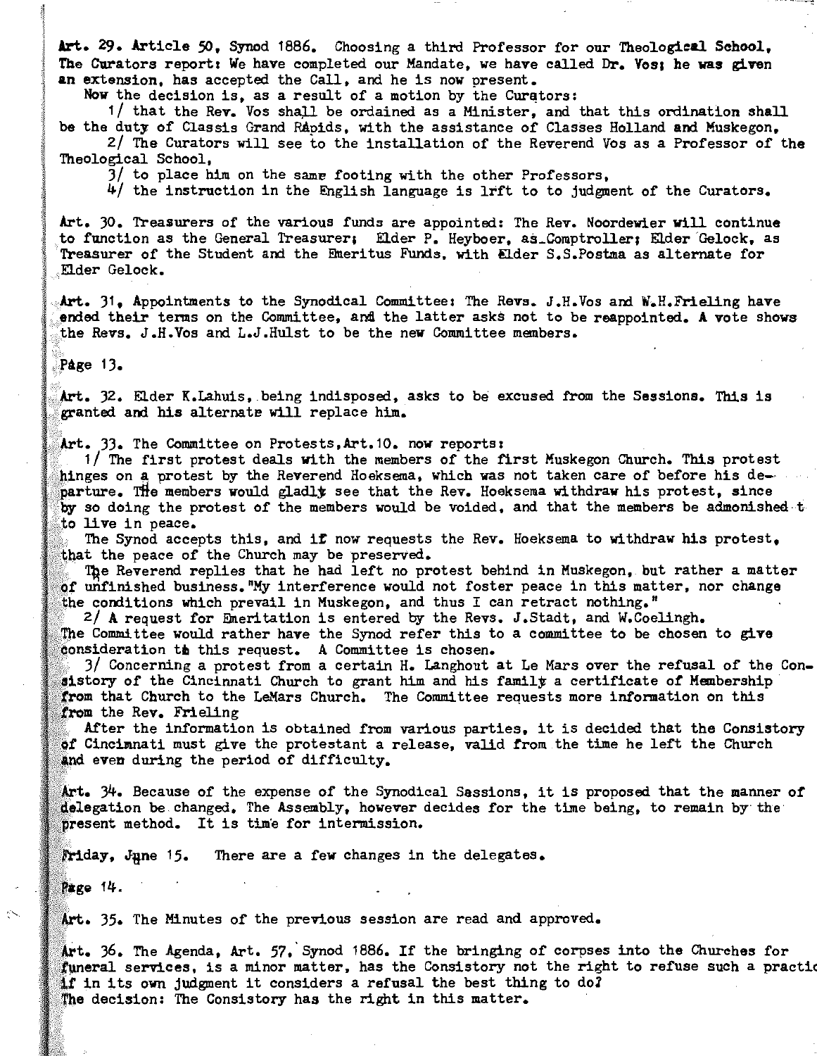**Art. 29. Article 50, Synod 1886.** Choosing a third Professor for our Theological School, The Curators report: We have completed our Mandate, we have called Dr. Vos; he was given an extension, has accepted the Call, and he is now present.

Now the decision is, as a result of a motion by the Curators:

1/ that the Rev. Vos shall be ordained as a Minister, and that this ordination shall be the duty of Classis Grand RApids, with the assistance of Classes Holland and Muskegon,

2/ The Curators will see to the installation of the Reverend Vos as a Professor of the Theological School,

3/ to place him on the samr footing with the other Professors,

4/ the instruction in the English language is lrft to to judgment of the Curators.

**Art. 30.** Treasurers of the various funds are appointed: The Rev. Noordewier will continue to function as the General Treasurer; Elder P. Heyboer, as Comptroller; Elder Gelock, as Treasurer of the Student and the Emeritus Funds, with Elder S.S.Postma as alternate for Elder Gelock.

**Art. 31.** Appointments to the Synodical Committee: The Revs. J.H.Vos and W.H.Frieling have ended their terms on the Committee, and the latter asks not to be reappointed. A vote shows the Revs. J.H.Vos and L.J.Hulst to be the new Committee members.

Page 13.

**Art. 32.** Elder K.Lahuis, being indisposed, asks to be excused from the Sessions. This is granted and his alternate will replace him.

**Art. 33.** The Committee on Protests, Art.10. now reports:

1/ The first protest deals with the members of the first Muskegon Church. This protest hinges on a protest by the Reverend Hoeksema, which was not taken care of before his departure. The members would gladly see that the Rev. Hoeksema withdraw his protest, since by so doing the protest of the members would be voided, and that the members be admonished to live in peace.

The Synod accepts this, and if now requests the Rev. Hoeksema to withdraw his protest, that the peace of the Church may be preserved.

The Reverend replies that he had left no protest behind in Muskegon, but rather a matter of unfinished business."My interference would not foster peace in this matter, nor change the conditions which prevail in Muskegon, and thus I can retract nothing."

2/ A request for Emeritation is entered by the Revs. J.Stadt, and W.Coelingh. The Committee would rather have the Synod refer this to a committee to be chosen to give consideration to this request. A Committee is chosen.

3/ Concerning a protest from a certain H. Langhout at Le Mars over the refusal of the Consistory of the Cincinnati Church to grant him and his family a certificate of Membership from that Church to the LeMars Church. The Committee requests more information on this from the Rev. Frieling

After the information is obtained from various parties, it is decided that the Consistory of Cincinnati must give the protestant a release, valid from the time he left the Church and even during the period of difficulty.

**Art. 34.** Because of the expense of the Synodical Sassions, it is proposed that the manner of delegation be changed. The Assembly, however decides for the time being, to remain by the present method. It is time for intermission.

Friday, June 15. There are a few changes in the delegates.

Page 14.

**Art. 35.** The Minutes of the previous session are read and approved.

**Art. 36.** The Agenda, Art. 57, Synod 1886. If the bringing of corpses into the Churches for funeral services, is a minor matter, has the Consistory not the right to refuse such a practic if in its own judgment it considers a refusal the best thing to do?
The decision: The Consistory has the right in this matter.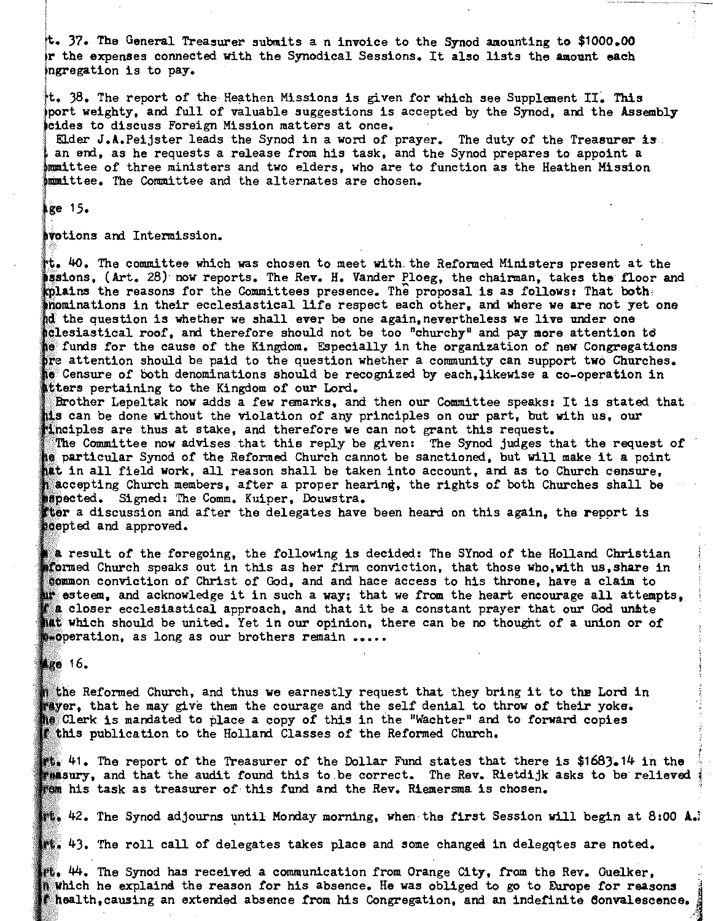t. 37. The General Treasurer submits a n invoice to the Synod amounting to $1000.00 r the expenses connected with the Synodical Sessions. It also lists the amount each ngregation is to pay.

t. 38. The report of the Heathen Missions is given for which see Supplement II. This port weighty, and full of valuable suggestions is accepted by the Synod, and the Assembly cides to discuss Foreign Mission matters at once.

Elder J.A.Peijster leads the Synod in a word of prayer. The duty of the Treasurer is an end, as he requests a release from his task, and the Synod prepares to appoint a mmittee of three ministers and two elders, who are to function as the Heathen Mission mmittee. The Committee and the alternates are chosen.

ge 15.

votions and Intermission.

t. 40. The committee which was chosen to meet with the Reformed Ministers present at the ssions, (Art. 28) now reports. The Rev. H. Vander Ploeg, the chairman, takes the floor and plains the reasons for the Committees presence. The proposal is as follows: That both nominations in their ecclesiastical life respect each other, and where we are not yet one d the question is whether we shall ever be one again, nevertheless we live under one clesiastical roof, and therefore should not be too "churchy" and pay more attention to e funds for the cause of the Kingdom. Especially in the organization of new Congregations re attention should be paid to the question whether a community can support two Churches. e Censure of both denominations should be recognized by each, likewise a co-operation in tters pertaining to the Kingdom of our Lord.

Brother Lepeltak now adds a few remarks, and then our Committee speaks: It is stated that is can be done without the violation of any principles on our part, but with us, our inciples are thus at stake, and therefore we can not grant this request.

The Committee now advises that this reply be given: The Synod judges that the request of e particular Synod of the Reformed Church cannot be sanctioned, but will make it a point at in all field work, all reason shall be taken into account, and as to Church censure, accepting Church members, after a proper hearing, the rights of both Churches shall be spected. Signed: The Comm. Kuiper, Douwstra.

ter a discussion and after the delegates have been heard on this again, the report is cepted and approved.

a result of the foregoing, the following is decided: The SYnod of the Holland Christian formed Church speaks out in this as her firm conviction, that those who, with us, share in common conviction of Christ of God, and and hace access to his throne, have a claim to r esteem, and acknowledge it in such a way; that we from the heart encourage all attempts, a closer ecclesiastical approach, and that it be a constant prayer that our God unite at which should be united. Yet in our opinion, there can be no thought of a union or of -operation, as long as our brothers remain .....

ge 16.

the Reformed Church, and thus we earnestly request that they bring it to the Lord in ayer, that he may give them the courage and the self denial to throw of their yoke. e Clerk is mandated to place a copy of this in the "Wachter" and to forward copies this publication to the Holland Classes of the Reformed Church.

rt. 41. The report of the Treasurer of the Dollar Fund states that there is $1683.14 in the easury, and that the audit found this to be correct. The Rev. Rietdijk asks to be relieved om his task as treasurer of this fund and the Rev. Riemersma is chosen.

rt. 42. The Synod adjourns until Monday morning, when the first Session will begin at 8:00 A.

rt. 43. The roll call of delegates takes place and some changed in delegqtes are noted.

rt. 44. The Synod has received a communication from Orange City, from the Rev. Guelker, n which he explaind the reason for his absence. He was obliged to go to Europe for reasons f health, causing an extended absence from his Congregation, and an indefinite convalescence.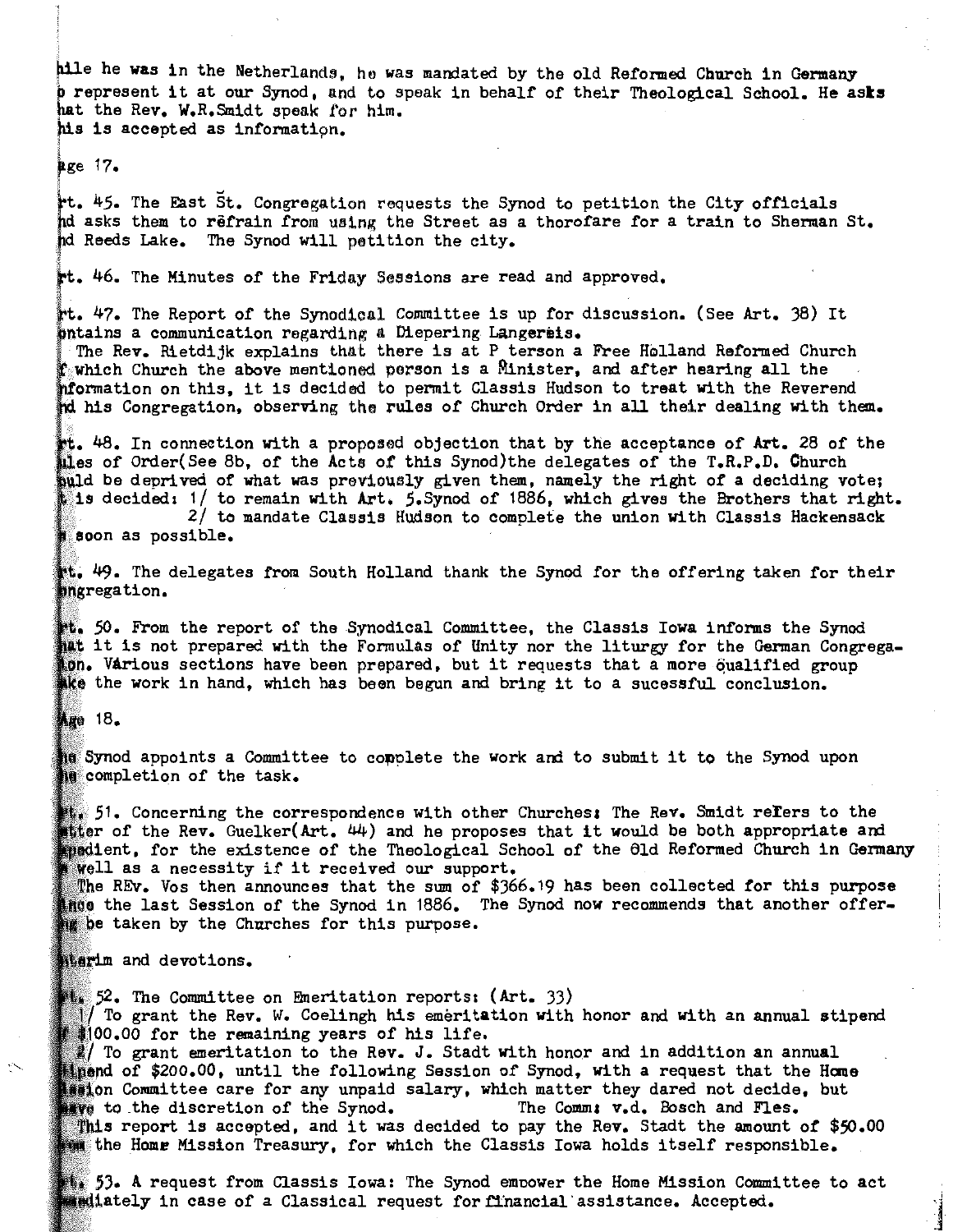hile he was in the Netherlands, he was mandated by the old Reformed Church in Germany o represent it at our Synod, and to speak in behalf of their Theological School. He asks hat the Rev. W.R.Smidt speak for him.
his is accepted as information.

age 17.

rt. 45. The East St. Congregation requests the Synod to petition the City officials nd asks them to refrain from using the Street as a thorofare for a train to Sherman St. nd Reeds Lake. The Synod will petition the city.

rt. 46. The Minutes of the Friday Sessions are read and approved.

rt. 47. The Report of the Synodical Committee is up for discussion. (See Art. 38) It ontains a communication regarding a Diepering Langereis.
The Rev. Rietdijk explains that there is at P terson a Free Holland Reformed Church f which Church the above mentioned person is a Minister, and after hearing all the nformation on this, it is decided to permit Classis Hudson to treat with the Reverend nd his Congregation, observing the rules of Church Order in all their dealing with them.

rt. 48. In connection with a proposed objection that by the acceptance of Art. 28 of the ules of Order(See 8b, of the Acts of this Synod)the delegates of the T.R.P.D. Church ould be deprived of what was previously given them, namely the right of a deciding vote; t is decided: 1/ to remain with Art. 5.Synod of 1886, which gives the Brothers that right.
2/ to mandate Classis Hudson to complete the union with Classis Hackensack s soon as possible.

rt. 49. The delegates from South Holland thank the Synod for the offering taken for their ongregation.

rt. 50. From the report of the Synodical Committee, the Classis Iowa informs the Synod hat it is not prepared with the Formulas of Unity nor the liturgy for the German Congregation. Various sections have been prepared, but it requests that a more qualified group ake the work in hand, which has been begun and bring it to a sucessful conclusion.

age 18.

he Synod appoints a Committee to complete the work and to submit it to the Synod upon he completion of the task.

rt. 51. Concerning the correspondence with other Churches: The Rev. Smidt refers to the etter of the Rev. Guelker(Art. 44) and he proposes that it would be both appropriate and xpedient, for the existence of the Theological School of the Old Reformed Church in Germany s well as a necessity if it received our support.
The REv. Vos then announces that the sum of $366.19 has been collected for this purpose ince the last Session of the Synod in 1886. The Synod now recommends that another offering be taken by the Churches for this purpose.

nterim and devotions.

rt. 52. The Committee on Emeritation reports: (Art. 33)
1/ To grant the Rev. W. Coelingh his emeritation with honor and with an annual stipend f $100.00 for the remaining years of his life.
2/ To grant emeritation to the Rev. J. Stadt with honor and in addition an annual tipend of $200.00, until the following Session of Synod, with a request that the Home ission Committee care for any unpaid salary, which matter they dared not decide, but eave to the discretion of the Synod. The Comm: v.d. Bosch and Fles.
This report is accepted, and it was decided to pay the Rev. Stadt the amount of $50.00 rom the Home Mission Treasury, for which the Classis Iowa holds itself responsible.

rt. 53. A request from Classis Iowa: The Synod empower the Home Mission Committee to act mmediately in case of a Classical request for financial assistance. Accepted.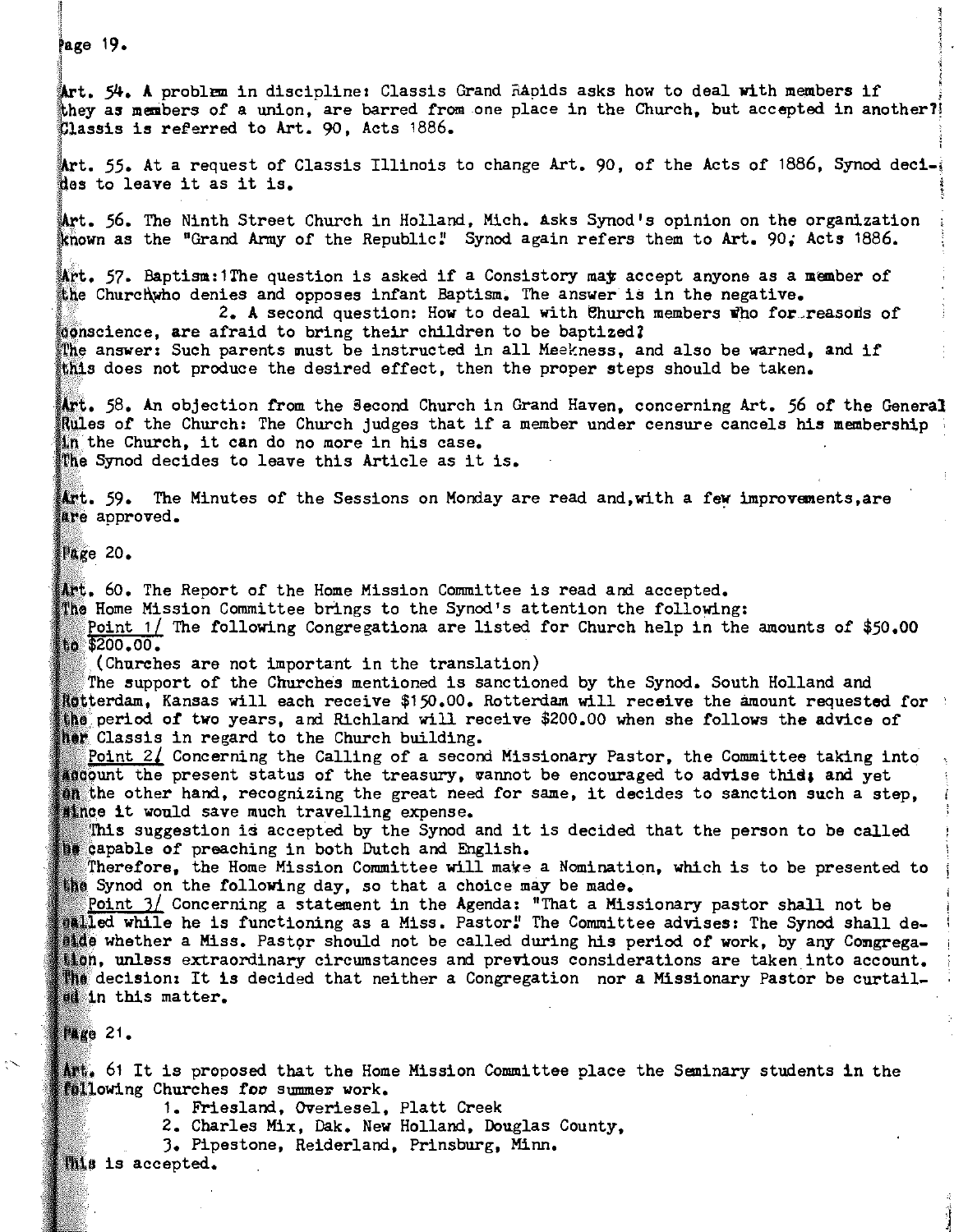Page 19.

Art. 54. A problem in discipline: Classis Grand RApids asks how to deal with members if they as members of a union, are barred from one place in the Church, but accepted in another? Classis is referred to Art. 90, Acts 1886.

Art. 55. At a request of Classis Illinois to change Art. 90, of the Acts of 1886, Synod decides to leave it as it is.

Art. 56. The Ninth Street Church in Holland, Mich. Asks Synod's opinion on the organization known as the "Grand Army of the Republic." Synod again refers them to Art. 90, Acts 1886.

Art. 57. Baptism: 1 The question is asked if a Consistory may accept anyone as a member of the Church who denies and opposes infant Baptism. The answer is in the negative.

2. A second question: How to deal with Church members who for reasons of conscience, are afraid to bring their children to be baptized?
The answer: Such parents must be instructed in all Meekness, and also be warned, and if this does not produce the desired effect, then the proper steps should be taken.

Art. 58. An objection from the Second Church in Grand Haven, concerning Art. 56 of the General Rules of the Church: The Church judges that if a member under censure cancels his membership in the Church, it can do no more in his case.
The Synod decides to leave this Article as it is.

Art. 59. The Minutes of the Sessions on Monday are read and, with a few improvements, are are approved.

Page 20.

Art. 60. The Report of the Home Mission Committee is read and accepted.
The Home Mission Committee brings to the Synod's attention the following:

Point 1/ The following Congregationa are listed for Church help in the amounts of $50.00 to $200.00.

(Churches are not important in the translation)

The support of the Churches mentioned is sanctioned by the Synod. South Holland and Rotterdam, Kansas will each receive $150.00. Rotterdam will receive the amount requested for the period of two years, and Richland will receive $200.00 when she follows the advice of her Classis in regard to the Church building.

Point 2/ Concerning the Calling of a second Missionary Pastor, the Committee taking into account the present status of the treasury, cannot be encouraged to advise this; and yet on the other hand, recognizing the great need for same, it decides to sanction such a step, since it would save much travelling expense.

This suggestion is accepted by the Synod and it is decided that the person to be called be capable of preaching in both Dutch and English.

Therefore, the Home Mission Committee will make a Nomination, which is to be presented to the Synod on the following day, so that a choice may be made.

Point 3/ Concerning a statement in the Agenda: "That a Missionary pastor shall not be called while he is functioning as a Miss. Pastor." The Committee advises: The Synod shall decide whether a Miss. Pastor should not be called during his period of work, by any Congregation, unless extraordinary circumstances and previous considerations are taken into account. The decision: It is decided that neither a Congregation nor a Missionary Pastor be curtailed in this matter.

Page 21.

Art. 61 It is proposed that the Home Mission Committee place the Seminary students in the following Churches foo summer work.

1. Friesland, Overiesel, Platt Creek
2. Charles Mix, Dak. New Holland, Douglas County,
3. Pipestone, Reiderland, Prinsburg, Minn.

This is accepted.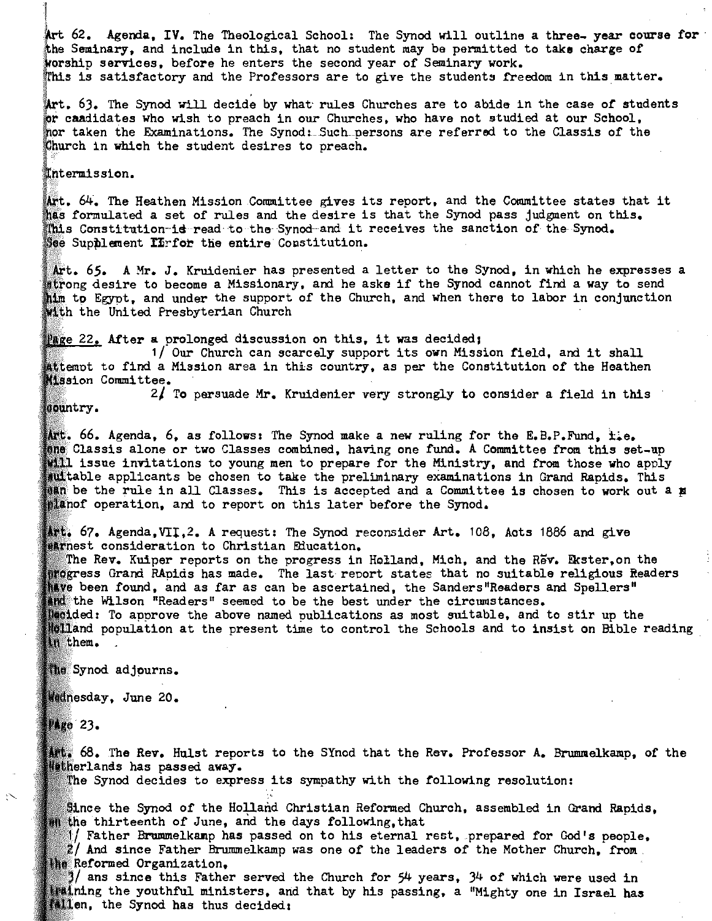Art 62. Agenda, IV. The Theological School: The Synod will outline a three- year course for the Seminary, and include in this, that no student may be permitted to take charge of worship services, before he enters the second year of Seminary work.
This is satisfactory and the Professors are to give the students freedom in this matter.

Art. 63. The Synod will decide by what rules Churches are to abide in the case of students or candidates who wish to preach in our Churches, who have not studied at our School, nor taken the Examinations. The Synod: Such persons are referred to the Classis of the Church in which the student desires to preach.

Intermission.

Art. 64. The Heathen Mission Committee gives its report, and the Committee states that it has formulated a set of rules and the desire is that the Synod pass judgment on this. This Constitution is read to the Synod and it receives the sanction of the Synod. See Supplement II for the entire Constitution.

Art. 65. A Mr. J. Kruidenier has presented a letter to the Synod, in which he expresses a strong desire to become a Missionary, and he asks if the Synod cannot find a way to send him to Egypt, and under the support of the Church, and when there to labor in conjunction with the United Presbyterian Church

Page 22. After a prolonged discussion on this, it was decided;

1/ Our Church can scarcely support its own Mission field, and it shall attempt to find a Mission area in this country, as per the Constitution of the Heathen Mission Committee.

2/ To persuade Mr. Kruidenier very strongly to consider a field in this country.

Art. 66. Agenda, 6, as follows: The Synod make a new ruling for the E.B.P.Fund, i.e. one Classis alone or two Classes combined, having one fund. A Committee from this set-up will issue invitations to young men to prepare for the Ministry, and from those who apply suitable applicants be chosen to take the preliminary examinations in Grand Rapids. This can be the rule in all Classes. This is accepted and a Committee is chosen to work out a planof operation, and to report on this later before the Synod.

Art. 67. Agenda,VII,2. A request: The Synod reconsider Art. 108, Acts 1886 and give earnest consideration to Christian Education.

The Rev. Kuiper reports on the progress in Holland, Mich, and the Rev. Ekster,on the progress Grand RApids has made. The last report states that no suitable religious Readers have been found, and as far as can be ascertained, the Sanders"Readers and Spellers" and the Wilson "Readers" seemed to be the best under the circumstances.

Decided: To approve the above named publications as most suitable, and to stir up the Holland population at the present time to control the Schools and to insist on Bible reading in them.

The Synod adjourns.

Wednesday, June 20.

Page 23.

Art. 68. The Rev. Hulst reports to the SYnod that the Rev. Professor A. Brummelkamp, of the Netherlands has passed away.

The Synod decides to express its sympathy with the following resolution:

Since the Synod of the Holland Christian Reformed Church, assembled in Grand Rapids, on the thirteenth of June, and the days following,that

1/ Father Brummelkamp has passed on to his eternal rest, prepared for God's people,

2/ And since Father Brummelkamp was one of the leaders of the Mother Church, from the Reformed Organization,

3/ ans since this Father served the Church for 54 years, 34 of which were used in training the youthful ministers, and that by his passing, a "Mighty one in Israel has fallen, the Synod has thus decided;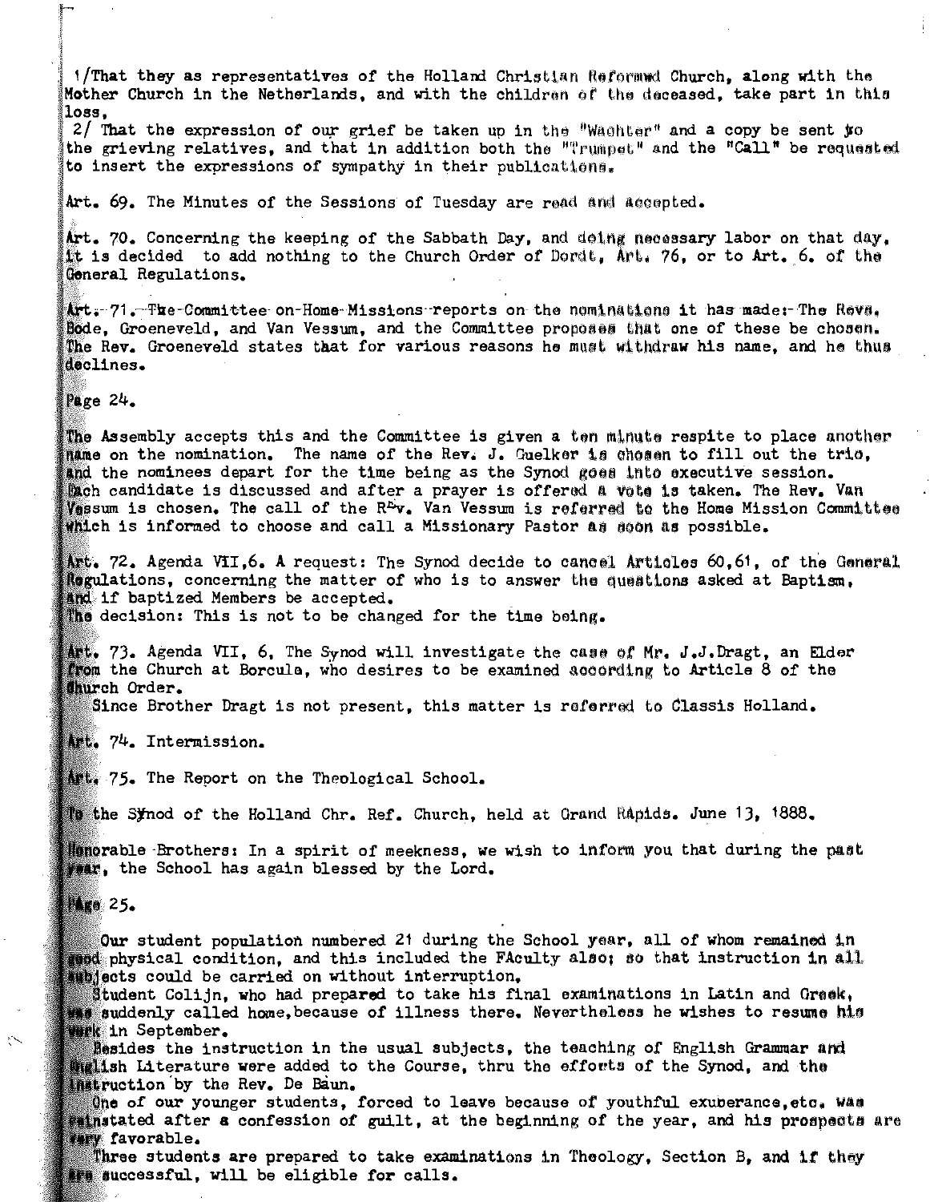1/That they as representatives of the Holland Christian Reformed Church, along with the Mother Church in the Netherlands, and with the children of the deceased, take part in this loss.

2/ That the expression of our grief be taken up in the "Wachter" and a copy be sent to the grieving relatives, and that in addition both the "Trumpet" and the "Call" be requested to insert the expressions of sympathy in their publications.

Art. 69. The Minutes of the Sessions of Tuesday are read and accepted.

Art. 70. Concerning the keeping of the Sabbath Day, and doing necessary labor on that day, it is decided to add nothing to the Church Order of Dordt, Art. 76, or to Art. 6. of the General Regulations.

Art. 71. The Committee on Home Missions reports on the nominations it has made: The Revs. Bode, Groeneveld, and Van Vessum, and the Committee proposes that one of these be chosen. The Rev. Groeneveld states that for various reasons he must withdraw his name, and he thus declines.

Page 24.

The Assembly accepts this and the Committee is given a ten minute respite to place another name on the nomination. The name of the Rev. J. Guelker is chosen to fill out the trio, and the nominees depart for the time being as the Synod goes into executive session. Each candidate is discussed and after a prayer is offered a vote is taken. The Rev. Van Vessum is chosen. The call of the Rev. Van Vessum is referred to the Home Mission Committee which is informed to choose and call a Missionary Pastor as soon as possible.

Art. 72. Agenda VII,6. A request: The Synod decide to cancel Articles 60,61, of the General Regulations, concerning the matter of who is to answer the questions asked at Baptism, and if baptized Members be accepted.
The decision: This is not to be changed for the time being.

Art. 73. Agenda VII, 6. The Synod will investigate the case of Mr. J.J.Dragt, an Elder from the Church at Borculo, who desires to be examined according to Article 8 of the Church Order.
Since Brother Dragt is not present, this matter is referred to Classis Holland.

Art. 74. Intermission.

Art. 75. The Report on the Theological School.

To the Synod of the Holland Chr. Ref. Church, held at Grand Rapids. June 13, 1888.

Honorable Brothers: In a spirit of meekness, we wish to inform you that during the past year, the School has again blessed by the Lord.

Page 25.

Our student population numbered 21 during the School year, all of whom remained in good physical condition, and this included the FAculty also; so that instruction in all subjects could be carried on without interruption.

Student Colijn, who had prepared to take his final examinations in Latin and Greek, was suddenly called home,because of illness there. Nevertheless he wishes to resume his work in September.

Besides the instruction in the usual subjects, the teaching of English Grammar and English Literature were added to the Course, thru the efforts of the Synod, and the instruction by the Rev. De Baun.

One of our younger students, forced to leave because of youthful exuberance,etc. was reinstated after a confession of guilt, at the beginning of the year, and his prospects are very favorable.

Three students are prepared to take examinations in Theology, Section B, and if they are successful, will be eligible for calls.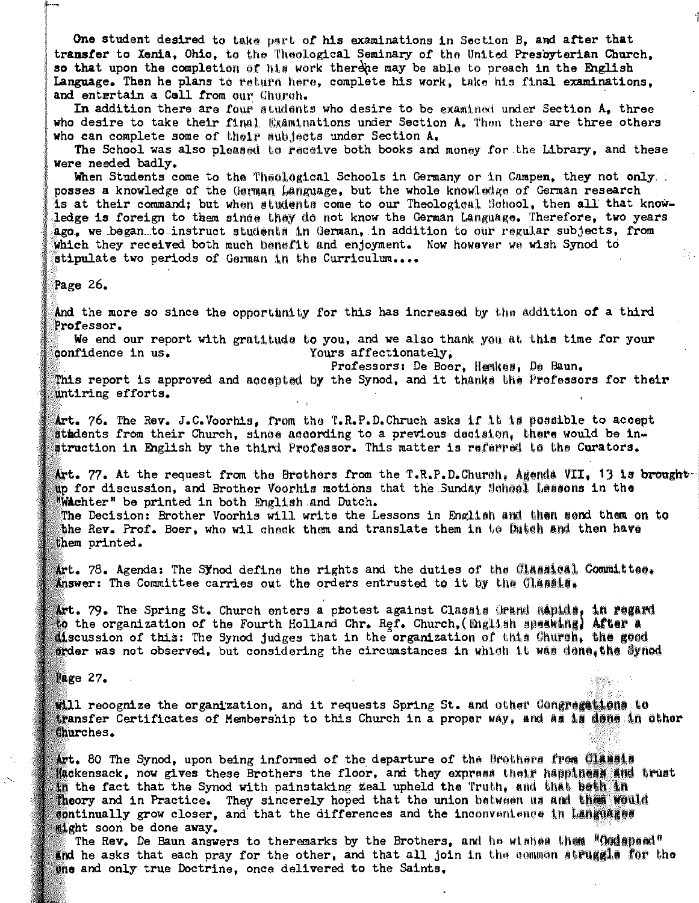One student desired to take part of his examinations in Section B, and after that transfer to Xenia, Ohio, to the Theological Seminary of the United Presbyterian Church, so that upon the completion of his work there he may be able to preach in the English Language. Then he plans to return here, complete his work, take his final examinations, and entertain a Call from our Church.

In addition there are four students who desire to be examined under Section A, three who desire to take their final Examinations under Section A. Then there are three others who can complete some of their subjects under Section A.

The School was also pleased to receive both books and money for the Library, and these were needed badly.

When Students come to the Theological Schools in Germany or in Campen, they not only posses a knowledge of the German Language, but the whole knowledge of German research is at their command; but when students come to our Theological School, then all that knowledge is foreign to them since they do not know the German Language. Therefore, two years ago, we began to instruct students in German, in addition to our regular subjects, from which they received both much benefit and enjoyment. Now however we wish Synod to stipulate two periods of German in the Curriculum....

Page 26.

And the more so since the opportunity for this has increased by the addition of a third Professor.

We end our report with gratitude to you, and we also thank you at this time for your confidence in us. Yours affectionately,

Professors: De Boer, Hemkes, De Baun.

This report is approved and accepted by the Synod, and it thanks the Professors for their untiring efforts.

Art. 76. The Rev. J.C.Voorhis, from the T.R.P.D.Chruch asks if it is possible to accept students from their Church, since according to a previous decision, there would be instruction in English by the third Professor. This matter is referred to the Curators.

Art. 77. At the request from the Brothers from the T.R.P.D.Church, Agenda VII, 13 is brought up for discussion, and Brother Voorhis motions that the Sunday School Lessons in the "Wachter" be printed in both English and Dutch.

The Decision: Brother Voorhis will write the Lessons in English and then send them on to the Rev. Prof. Boer, who wil check them and translate them in to Dutch and then have them printed.

Art. 78. Agenda: The Synod define the rights and the duties of the Classical Committee. Answer: The Committee carries out the orders entrusted to it by the Classis.

Art. 79. The Spring St. Church enters a protest against Classis Grand Rapids, in regard to the organization of the Fourth Holland Chr. Ref. Church,(English speaking) After a discussion of this: The Synod judges that in the organization of this Church, the good order was not observed, but considering the circumstances in which it was done, the Synod

Page 27.

will recognize the organization, and it requests Spring St. and other Congregations to transfer Certificates of Membership to this Church in a proper way, and as is done in other Churches.

Art. 80 The Synod, upon being informed of the departure of the Brothers from Classis Hackensack, now gives these Brothers the floor, and they express their happiness and trust in the fact that the Synod with painstaking zeal upheld the Truth, and that both in Theory and in Practice. They sincerely hoped that the union between us and them would continually grow closer, and that the differences and the inconvenience in Languages might soon be done away.

The Rev. De Baun answers to theremarks by the Brothers, and he wishes them "Godspeed" and he asks that each pray for the other, and that all join in the common struggle for the one and only true Doctrine, once delivered to the Saints.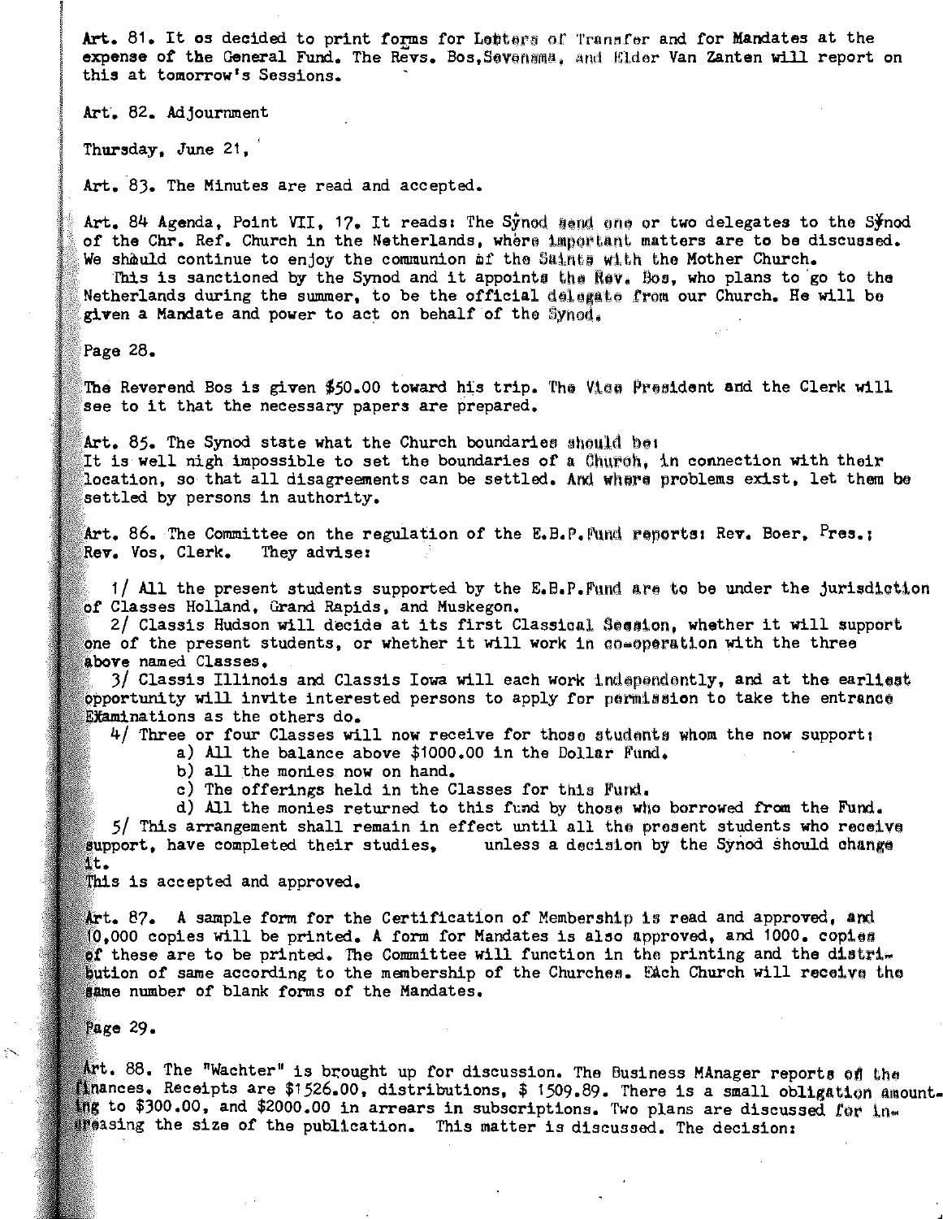Art. 81. It os decided to print forms for Letters of Transfer and for Mandates at the expense of the General Fund. The Revs. Bos, Sevensma, and Elder Van Zanten will report on this at tomorrow's Sessions.

Art. 82. Adjournment

Thursday, June 21,

Art. 83. The Minutes are read and accepted.

Art. 84 Agenda, Point VII, 17. It reads: The Synod send one or two delegates to the Synod of the Chr. Ref. Church in the Netherlands, where important matters are to be discussed. We should continue to enjoy the communion of the Saints with the Mother Church.

This is sanctioned by the Synod and it appoints the Rev. Bos, who plans to go to the Netherlands during the summer, to be the official delegate from our Church. He will be given a Mandate and power to act on behalf of the Synod.

Page 28.

The Reverend Bos is given $50.00 toward his trip. The Vice President and the Clerk will see to it that the necessary papers are prepared.

Art. 85. The Synod state what the Church boundaries should be:
It is well nigh impossible to set the boundaries of a Church, in connection with their location, so that all disagreements can be settled. And where problems exist, let them be settled by persons in authority.

Art. 86. The Committee on the regulation of the E.B.P.Fund reports: Rev. Boer, Pres.; Rev. Vos, Clerk. They advise:

1/ All the present students supported by the E.B.P.Fund are to be under the jurisdiction of Classes Holland, Grand Rapids, and Muskegon.

2/ Classis Hudson will decide at its first Classical Session, whether it will support one of the present students, or whether it will work in co-operation with the three above named Classes.

3/ Classis Illinois and Classis Iowa will each work independently, and at the earliest opportunity will invite interested persons to apply for permission to take the entrance Examinations as the others do.

4/ Three or four Classes will now receive for those students whom the now support:

a) All the balance above $1000.00 in the Dollar Fund.

b) all the monies now on hand.

c) The offerings held in the Classes for this Fund.

d) All the monies returned to this fund by those who borrowed from the Fund.

5/ This arrangement shall remain in effect until all the present students who receive support, have completed their studies, unless a decision by the Synod should change it.

This is accepted and approved.

Art. 87. A sample form for the Certification of Membership is read and approved, and 10,000 copies will be printed. A form for Mandates is also approved, and 1000. copies of these are to be printed. The Committee will function in the printing and the distribution of same according to the membership of the Churches. Each Church will receive the same number of blank forms of the Mandates.

Page 29.

Art. 88. The "Wachter" is brought up for discussion. The Business MAnager reports on the finances. Receipts are $1526.00, distributions, $ 1509.89. There is a small obligation amounting to $300.00, and $2000.00 in arrears in subscriptions. Two plans are discussed for increasing the size of the publication. This matter is discussed. The decision: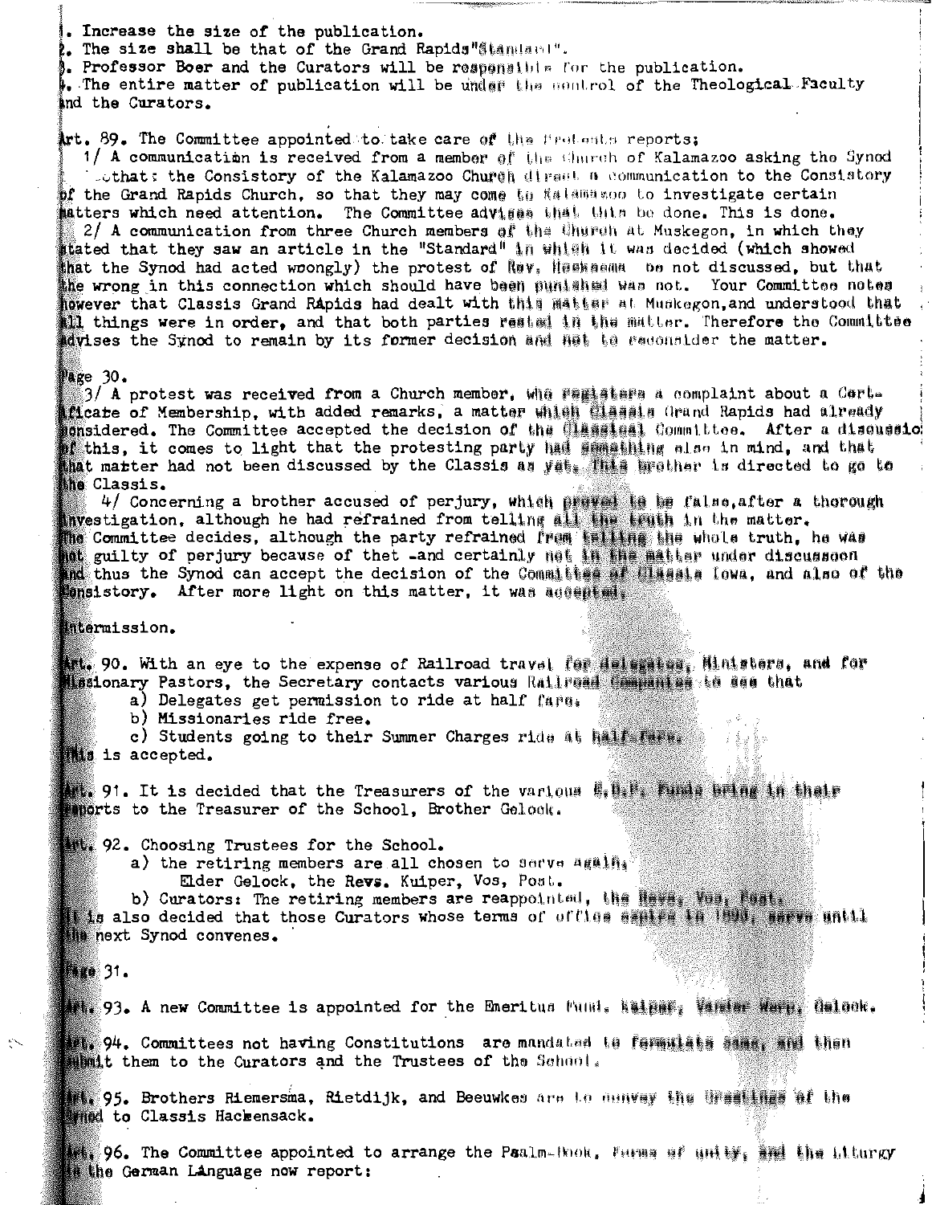1. Increase the size of the publication.
2. The size shall be that of the Grand Rapids"Standard".
3. Professor Boer and the Curators will be responsible for the publication.
4. The entire matter of publication will be under the control of the Theological Faculty and the Curators.

Art. 89. The Committee appointed to take care of the Protests reports;

1/ A communication is received from a member of the Church of Kalamazoo asking the Synod that: the Consistory of the Kalamazoo Church direct a communication to the Consistory of the Grand Rapids Church, so that they may come to Kalamazoo to investigate certain matters which need attention. The Committee advises that this be done. This is done.

2/ A communication from three Church members of the Church at Muskegon, in which they stated that they saw an article in the "Standard" in which it was decided (which showed that the Synod had acted wrongly) the protest of Rev. Hoeksema be not discussed, but that the wrong in this connection which should have been punished was not. Your Committee notes however that Classis Grand Rapids had dealt with this matter at Muskegon, and understood that all things were in order, and that both parties rested in the matter. Therefore the Committee advises the Synod to remain by its former decision and not to reconsider the matter.

Page 30.

3/ A protest was received from a Church member, who registers a complaint about a Certificate of Membership, with added remarks, a matter which Classis Grand Rapids had already considered. The Committee accepted the decision of the Classical Committee. After a discussion of this, it comes to light that the protesting party had something else in mind, and that that matter had not been discussed by the Classis as yet. This brother is directed to go to the Classis.

4/ Concerning a brother accused of perjury, which proved to be false, after a thorough investigation, although he had refrained from telling all the truth in the matter. The Committee decides, although the party refrained from telling the whole truth, he was not guilty of perjury because of thet -and certainly not in the matter under discussoon and thus the Synod can accept the decision of the Committee of Classis Iowa, and also of the Consistory. After more light on this matter, it was accepted.

Intermission.

Art. 90. With an eye to the expense of Railroad travel for delegates, Ministers, and for Missionary Pastors, the Secretary contacts various Railroad Companies to see that

a) Delegates get permission to ride at half fare.
b) Missionaries ride free.
c) Students going to their Summer Charges ride at half-fare.

This is accepted.

Art. 91. It is decided that the Treasurers of the various H.D.F. Funds bring in their reports to the Treasurer of the School, Brother Gelock.

Art. 92. Choosing Trustees for the School.

a) the retiring members are all chosen to serve again,
Elder Gelock, the Revs. Kuiper, Vos, Post.
b) Curators: The retiring members are reappointed, the Revs. Vos, Post.

It is also decided that those Curators whose terms of office expire in 1890, serve until the next Synod convenes.

Page 31.

Art. 93. A new Committee is appointed for the Emeritus Fund. Kuiper, Vander Werp, Gelock.

Art. 94. Committees not having Constitutions are mandated to formulate same, and then submit them to the Curators and the Trustees of the School.

Art. 95. Brothers Riemersma, Rietdijk, and Beeuwkes are to convey the Greetings of the Synod to Classis Hackensack.

Art. 96. The Committee appointed to arrange the Psalm-Book, Forms of unity, and the Liturgy in the German Language now report: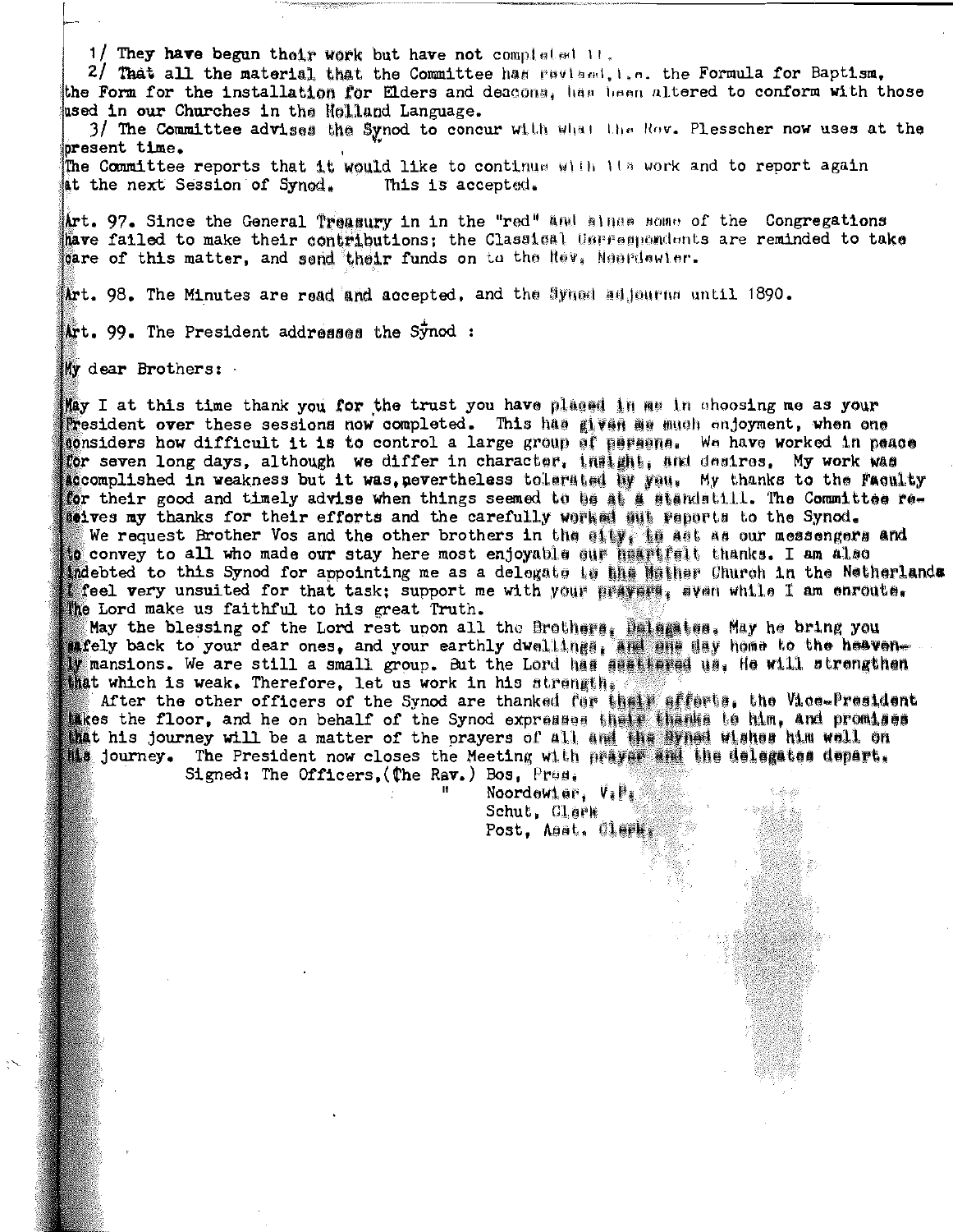1/ They have begun their work but have not completed it.

2/ That all the material that the Committee has revised, i.e. the Formula for Baptism, the Form for the installation for Elders and deacons, has been altered to conform with those used in our Churches in the Holland Language.

3/ The Committee advises the Synod to concur with what the Rev. Plesscher now uses at the present time.

The Committee reports that it would like to continue with its work and to report again at the next Session of Synod. This is accepted.

Art. 97. Since the General Treasury in in the "red" and since some of the Congregations have failed to make their contributions; the Classical Correspondents are reminded to take care of this matter, and send their funds on to the Rev. Noordewier.

Art. 98. The Minutes are read and accepted, and the Synod adjourns until 1890.

Art. 99. The President addresses the Synod :

My dear Brothers:

May I at this time thank you for the trust you have placed in me in choosing me as your President over these sessions now completed. This has given me much enjoyment, when one considers how difficult it is to control a large group of persons. We have worked in peace for seven long days, although we differ in character, insight, and desires. My work was accomplished in weakness but it was, nevertheless tolerated by you. My thanks to the Faculty for their good and timely advise when things seemed to be at a standstill. The Committee receives my thanks for their efforts and the carefully worked out reports to the Synod.

We request Brother Vos and the other brothers in the city, to act as our messengers and to convey to all who made our stay here most enjoyable our heartfelt thanks. I am also indebted to this Synod for appointing me as a delegate to the Mother Church in the Netherlands I feel very unsuited for that task; support me with your prayers, even while I am enroute. The Lord make us faithful to his great Truth.

May the blessing of the Lord rest upon all the Brothers, Delegates. May he bring you safely back to your dear ones, and your earthly dwellings, and one day home to the heavenly mansions. We are still a small group. But the Lord has scattered us. He will strengthen that which is weak. Therefore, let us work in his strength.

After the other officers of the Synod are thanked for their efforts, the Vice-President takes the floor, and he on behalf of the Synod expresses their thanks to him, and promises that his journey will be a matter of the prayers of all and the Synod wishes him well on his journey. The President now closes the Meeting with prayer and the delegates depart.

Signed: The Officers, (The Rev.) Bos, Pres.
" Noordewier, V.P.
Schut, Clerk
Post, Asst. Clerk.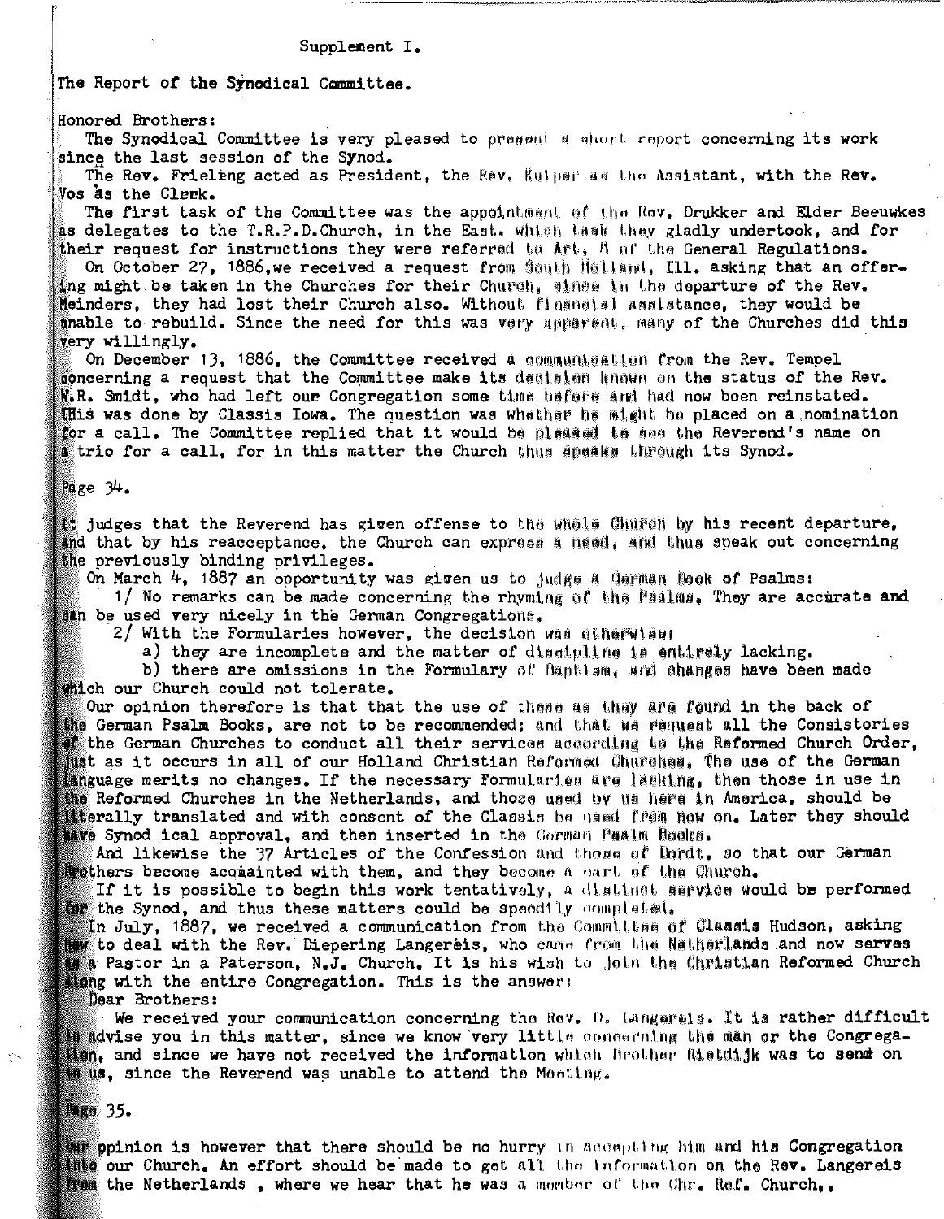Supplement I.

The Report of the Synodical Committee.

Honored Brothers:

The Synodical Committee is very pleased to present a short report concerning its work since the last session of the Synod.

The Rev. Frieling acted as President, the Rev. Kuiper as the Assistant, with the Rev. Vos as the Clerk.

The first task of the Committee was the appointment of the Rev. Drukker and Elder Beeuwkes as delegates to the T.R.P.D.Church, in the East. which task they gladly undertook, and for their request for instructions they were referred to Art. 8 of the General Regulations.

On October 27, 1886,we received a request from South Holland, Ill. asking that an offering might be taken in the Churches for their Church, since in the departure of the Rev. Meinders, they had lost their Church also. Without financial assistance, they would be unable to rebuild. Since the need for this was very apparent, many of the Churches did this very willingly.

On December 13, 1886, the Committee received a communication from the Rev. Tempel concerning a request that the Committee make its decision known on the status of the Rev. W.R. Smidt, who had left our Congregation some time before and had now been reinstated. This was done by Classis Iowa. The question was whether he might be placed on a nomination for a call. The Committee replied that it would be pleased to see the Reverend's name on a trio for a call, for in this matter the Church thus speaks through its Synod.

Page 34.

It judges that the Reverend has given offense to the whole Church by his recent departure, and that by his reacceptance, the Church can express a need, and thus speak out concerning the previously binding privileges.

On March 4, 1887 an opportunity was given us to judge a German Book of Psalms:

1/ No remarks can be made concerning the rhyming of the Psalms. They are accurate and can be used very nicely in the German Congregations.

2/ With the Formularies however, the decision was otherwise:

a) they are incomplete and the matter of discipline is entirely lacking.

b) there are omissions in the Formulary of Baptism, and changes have been made which our Church could not tolerate.

Our opinion therefore is that that the use of these as they are found in the back of the German Psalm Books, are not to be recommended; and that we request all the Consistories of the German Churches to conduct all their services according to the Reformed Church Order, just as it occurs in all of our Holland Christian Reformed Churches. The use of the German language merits no changes. If the necessary Formularies are lacking, then those in use in the Reformed Churches in the Netherlands, and those used by us here in America, should be literally translated and with consent of the Classis be used from now on. Later they should have Synod ical approval, and then inserted in the German Psalm Books.

And likewise the 37 Articles of the Confession and those of Dordt, so that our German Brothers become acquainted with them, and they become a part of the Church.

If it is possible to begin this work tentatively, a distinct service would be performed for the Synod, and thus these matters could be speedily completed.

In July, 1887, we received a communication from the Committee of Classis Hudson, asking how to deal with the Rev. Diepering Langereis, who came from the Netherlands and now serves as a Pastor in a Paterson, N.J. Church. It is his wish to join the Christian Reformed Church along with the entire Congregation. This is the answer:

Dear Brothers:

We received your communication concerning the Rev. D. Langereis. It is rather difficult to advise you in this matter, since we know very little concerning the man or the Congregation, and since we have not received the information which Brother Rietdijk was to send on to us, since the Reverend was unable to attend the Meeting.

Page 35.

Our opinion is however that there should be no hurry in accepting him and his Congregation into our Church. An effort should be made to get all the information on the Rev. Langereis from the Netherlands , where we hear that he was a member of the Chr. Ref. Church,,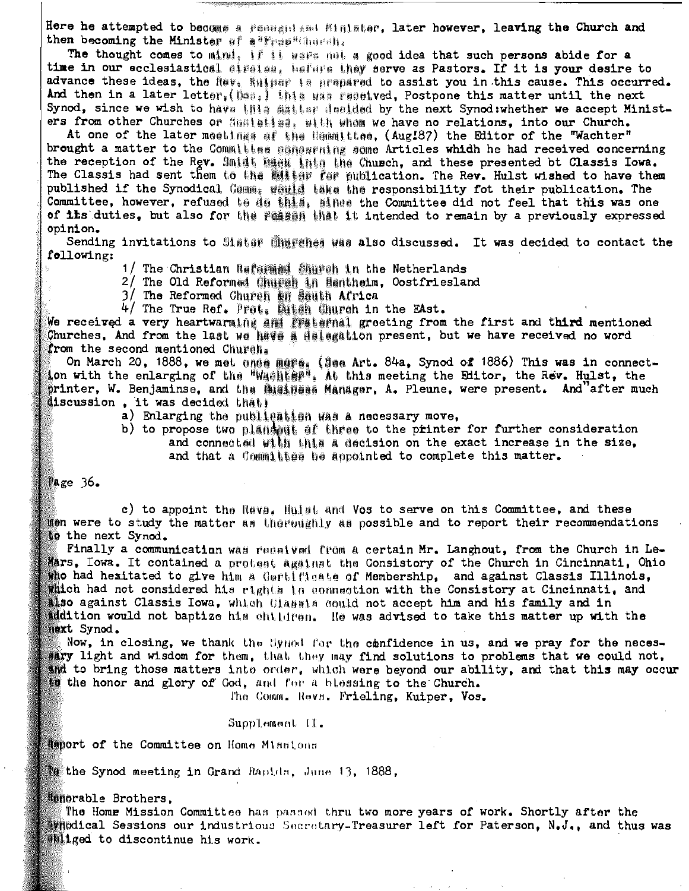Here he attempted to become a recognized Minister, later however, leaving the Church and then becoming the Minister of a "Free" Church.

The thought comes to mind, if it were not a good idea that such persons abide for a time in our ecclesiastical circles, before they serve as Pastors. If it is your desire to advance these ideas, the Rev. Kuiper is prepared to assist you in this cause. This occurred. And then in a later letter,(Dec.) this was received, Postpone this matter until the next Synod, since we wish to have this matter decided by the next Synod:whether we accept Ministers from other Churches or Societies, with whom we have no relations, into our Church.

At one of the later meetings of the Committee, (Aug!87) the Editor of the "Wachter" brought a matter to the Committee concerning some Articles whidh he had received concerning the reception of the Rev. Smidt back into the Chusch, and these presented bt Classis Iowa. The Classis had sent them to the Editor for publication. The Rev. Hulst wished to have them published if the Synodical Comm. would take the responsibility fot their publication. The Committee, however, refused to do this, since the Committee did not feel that this was one of its duties, but also for the reason that it intended to remain by a previously expressed opinion.

Sending invitations to Sister Churches was also discussed. It was decided to contact the following:

1/ The Christian Reformed Church in the Netherlands
2/ The Old Reformed Church in Bentheim, Oostfriesland
3/ The Reformed Church in South Africa
4/ The True Ref. Prot. Dutch Church in the EAst.

We received a very heartwarming and fraternal greeting from the first and third mentioned Churches. And from the last we have a delegation present, but we have received no word from the second mentioned Church.

On March 20, 1888, we met once more. (See Art. 84a, Synod of 1886) This was in connection with the enlarging of the "Wachter". At this meeting the Editor, the Rev. Hulst, the printer, W. Benjaminse, and the Business Manager, A. Pleune, were present. And after much discussion , it was decided that:

a) Enlarging the publication was a necessary move,
b) to propose two plans out of three to the printer for further consideration and connected with this a decision on the exact increase in the size, and that a Committee be appointed to complete this matter.

Page 36.

c) to appoint the Revs. Hulst and Vos to serve on this Committee, and these men were to study the matter as thoroughly as possible and to report their recommendations to the next Synod.

Finally a communication was received from a certain Mr. Langhout, from the Church in Le-Mars, Iowa. It contained a protest against the Consistory of the Church in Cincinnati, Ohio who had hexitated to give him a Certificate of Membership, and against Classis Illinois, which had not considered his rights in connection with the Consistory at Cincinnati, and also against Classis Iowa, which Classis could not accept him and his family and in addition would not baptize his children. He was advised to take this matter up with the next Synod.

Now, in closing, we thank the Synod for the cönfidence in us, and we pray for the necessary light and wisdom for them, that they may find solutions to problems that we could not, and to bring those matters into order, which were beyond our ability, and that this may occur to the honor and glory of God, and for a blessing to the Church.

The Comm. Revs. Frieling, Kuiper, Vos.

Supplement II.

Report of the Committee on Home Missions

To the Synod meeting in Grand Rapids, June 13, 1888,

Honorable Brothers,

The Home Mission Committee has passed thru two more years of work. Shortly after the Synodical Sessions our industrious Secretary-Treasurer left for Paterson, N.J., and thus was obliged to discontinue his work.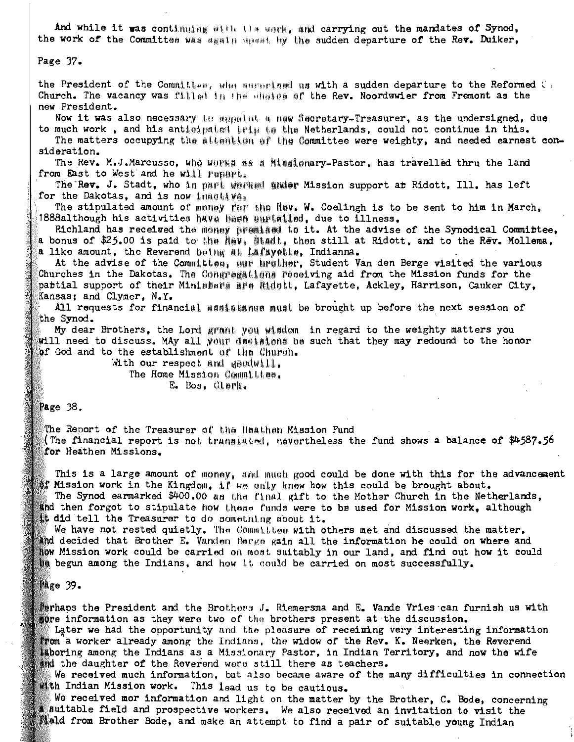And while it was continuing with its work, and carrying out the mandates of Synod, the work of the Committee was again upset by the sudden departure of the Rev. Duiker,

Page 37.

the President of the Committee, who surprised us with a sudden departure to the Reformed C. Church. The vacancy was filled in the choice of the Rev. Noordewier from Fremont as the new President.

Now it was also necessary to appoint a new Secretary-Treasurer, as the undersigned, due to much work , and his anticipated trip to the Netherlands, could not continue in this.

The matters occupying the attention of the Committee were weighty, and needed earnest consideration.

The Rev. M.J.Marcusse, who works as a Missionary-Pastor, has travelled thru the land from East to West and he will report.

The Rev. J. Stadt, who in part worked under Mission support at Ridott, Ill. has left for the Dakotas, and is now inactive.

The stipulated amount of money for the Rev. W. Coelingh is to be sent to him in March, 1888although his activities have been curtailed, due to illness.

Richland has received the money promised to it. At the advise of the Synodical Committee, a bonus of $25.00 is paid to the Rev. Stadt, then still at Ridott, and to the Rev. Mollema, a like amount, the Reverend being at Lafayette, Indianna.

At the advise of the Committee, our brother, Student Van den Berge visited the various Churches in the Dakotas. The Congregations receiving aid from the Mission funds for the partial support of their Ministers are Ridott, Lafayette, Ackley, Harrison, Cauker City, Kansas; and Clymer, N.Y.

All requests for financial assistance must be brought up before the next session of the Synod.

My dear Brothers, the Lord grant you wisdom in regard to the weighty matters you will need to discuss. MAy all your decisions be such that they may redound to the honor of God and to the establishment of the Church.

With our respect and goodwill,
The Home Mission Committee,
E. Bos, Clerk.

Page 38.

The Report of the Treasurer of the Heathen Mission Fund
(The financial report is not translated, nevertheless the fund shows a balance of $4587.56 for Heathen Missions.

This is a large amount of money, and much good could be done with this for the advancement of Mission work in the Kingdom, if we only knew how this could be brought about.

The Synod earmarked $400.00 as the final gift to the Mother Church in the Netherlands, and then forgot to stipulate how these funds were to be used for Mission work, although it did tell the Treasurer to do something about it.

We have not rested quietly. The Committee with others met and discussed the matter, and decided that Brother E. Vanden Berge gain all the information he could on where and how Mission work could be carried on most suitably in our land, and find out how it could be begun among the Indians, and how it could be carried on most successfully.

Page 39.

Perhaps the President and the Brothers J. Riemersma and E. Vande Vries can furnish us with more information as they were two of the brothers present at the discussion.

Later we had the opportunity and the pleasure of receiming very interesting information from a worker already among the Indians, the widow of the Rev. K. Neerken, the Reverend laboring among the Indians as a Missionary Pastor, in Indian Territory, and now the wife and the daughter of the Reverend were still there as teachers.

We received much information, but also became aware of the many difficulties in connection with Indian Mission work. This lead us to be cautious.

We received mor information and light on the matter by the Brother, C. Bode, concerning a suitable field and prospective workers. We also received an invitation to visit the field from Brother Bode, and make an attempt to find a pair of suitable young Indian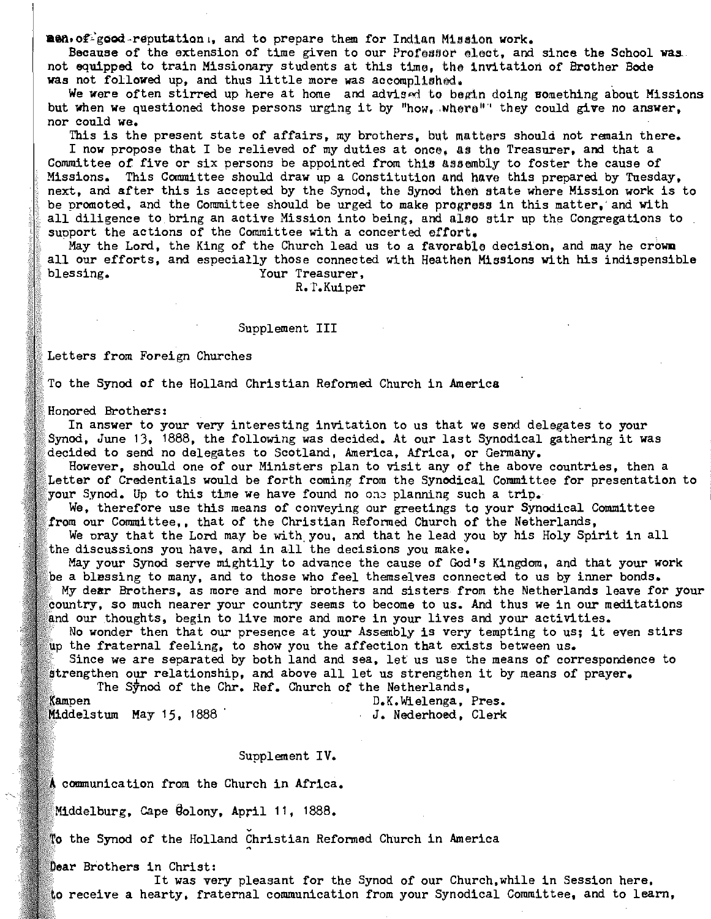men of good reputation, and to prepare them for Indian Mission work.

Because of the extension of time given to our Professor elect, and since the School was not equipped to train Missionary students at this time, the invitation of Brother Bode was not followed up, and thus little more was accomplished.

We were often stirred up here at home and advised to begin doing something about Missions but when we questioned those persons urging it by "how, where" they could give no answer, nor could we.

This is the present state of affairs, my brothers, but matters should not remain there.

I now propose that I be relieved of my duties at once, as the Treasurer, and that a Committee of five or six persons be appointed from this assembly to foster the cause of Missions. This Committee should draw up a Constitution and have this prepared by Tuesday, next, and after this is accepted by the Synod, the Synod then state where Mission work is to be promoted, and the Committee should be urged to make progress in this matter, and with all diligence to bring an active Mission into being, and also stir up the Congregations to support the actions of the Committee with a concerted effort.

May the Lord, the King of the Church lead us to a favorable decision, and may he crown all our efforts, and especially those connected with Heathen Missions with his indispensible blessing.

Your Treasurer,
R.T.Kuiper

## Supplement III

Letters from Foreign Churches

To the Synod of the Holland Christian Reformed Church in America

Honored Brothers:

In answer to your very interesting invitation to us that we send delegates to your Synod, June 13, 1888, the following was decided. At our last Synodical gathering it was decided to send no delegates to Scotland, America, Africa, or Germany.

However, should one of our Ministers plan to visit any of the above countries, then a Letter of Credentials would be forth coming from the Synodical Committee for presentation to your Synod. Up to this time we have found no one planning such a trip.

We, therefore use this means of conveying our greetings to your Synodical Committee from our Committee,, that of the Christian Reformed Church of the Netherlands,

We pray that the Lord may be with you, and that he lead you by his Holy Spirit in all the discussions you have, and in all the decisions you make.

May your Synod serve mightily to advance the cause of God's Kingdom, and that your work be a blessing to many, and to those who feel themselves connected to us by inner bonds.

My dear Brothers, as more and more brothers and sisters from the Netherlands leave for your country, so much nearer your country seems to become to us. And thus we in our meditations and our thoughts, begin to live more and more in your lives and your activities.

No wonder then that our presence at your Assembly is very tempting to us; it even stirs up the fraternal feeling, to show you the affection that exists between us.

Since we are separated by both land and sea, let us use the means of correspondence to strengthen our relationship, and above all let us strengthen it by means of prayer.

The Synod of the Chr. Ref. Church of the Netherlands,

Kampen — D.K.Wielenga, Pres.
Middelstum May 15, 1888 — J. Nederhoed, Clerk

## Supplement IV.

A communication from the Church in Africa.

Middelburg, Cape Colony, April 11, 1888.

To the Synod of the Holland Christian Reformed Church in America

Dear Brothers in Christ:

It was very pleasant for the Synod of our Church, while in Session here, to receive a hearty, fraternal communication from your Synodical Committee, and to learn,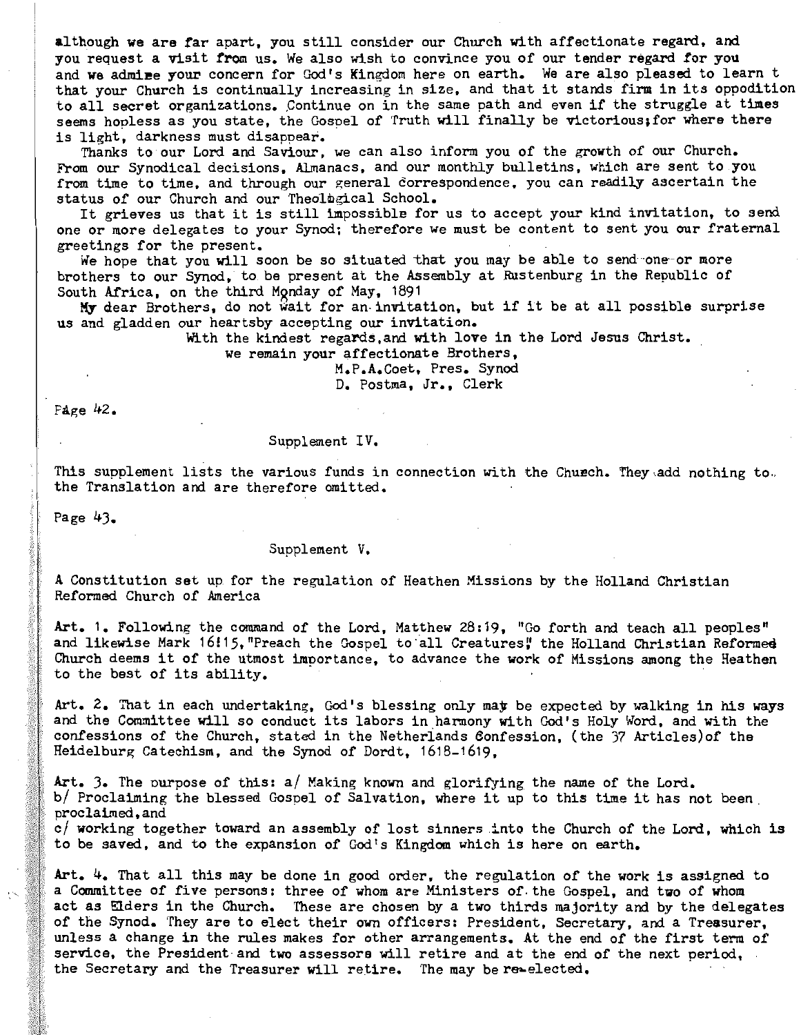although we are far apart, you still consider our Church with affectionate regard, and you request a visit from us. We also wish to convince you of our tender regard for you and we admire your concern for God's Kingdom here on earth. We are also pleased to learn t that your Church is continually increasing in size, and that it stands firm in its oppodition to all secret organizations. Continue on in the same path and even if the struggle at times seems hopless as you state, the Gospel of Truth will finally be victorious;for where there is light, darkness must disappear.

Thanks to our Lord and Saviour, we can also inform you of the growth of our Church. From our Synodical decisions, Almanacs, and our monthly bulletins, which are sent to you from time to time, and through our general correspondence, you can readily ascertain the status of our Church and our Theological School.

It grieves us that it is still impossible for us to accept your kind invitation, to send one or more delegates to your Synod; therefore we must be content to sent you our fraternal greetings for the present.

We hope that you will soon be so situated that you may be able to send one or more brothers to our Synod, to be present at the Assembly at Rustenburg in the Republic of South Africa, on the third Monday of May, 1891

My dear Brothers, do not wait for an invitation, but if it be at all possible surprise us and gladden our heartsby accepting our invitation.

With the kindest regards,and with love in the Lord Jesus Christ.
We remain your affectionate Brothers,
M.P.A.Coet, Pres. Synod
D. Postma, Jr., Clerk

Page 42.

## Supplement IV.

This supplement lists the various funds in connection with the Church. They add nothing to the Translation and are therefore omitted.

Page 43.

## Supplement V.

A Constitution set up for the regulation of Heathen Missions by the Holland Christian Reformed Church of America

Art. 1. Following the command of the Lord, Matthew 28:19, "Go forth and teach all peoples" and likewise Mark 16:15,"Preach the Gospel to all Creatures," the Holland Christian Reformed Church deems it of the utmost importance, to advance the work of Missions among the Heathen to the best of its ability.

Art. 2. That in each undertaking, God's blessing only may be expected by walking in his ways and the Committee will so conduct its labors in harmony with God's Holy Word, and with the confessions of the Church, stated in the Netherlands Confession, (the 37 Articles)of the Heidelburg Catechism, and the Synod of Dordt, 1618-1619,

Art. 3. The purpose of this: a/ Making known and glorifying the name of the Lord. b/ Proclaiming the blessed Gospel of Salvation, where it up to this time it has not been proclaimed,and
c/ working together toward an assembly of lost sinners into the Church of the Lord, which is to be saved, and to the expansion of God's Kingdom which is here on earth.

Art. 4. That all this may be done in good order, the regulation of the work is assigned to a Committee of five persons: three of whom are Ministers of the Gospel, and two of whom act as Elders in the Church. These are chosen by a two thirds majority and by the delegates of the Synod. They are to elect their own officers: President, Secretary, and a Treasurer, unless a change in the rules makes for other arrangements. At the end of the first term of service, the President and two assessors will retire and at the end of the next period, the Secretary and the Treasurer will retire. The may be re-elected.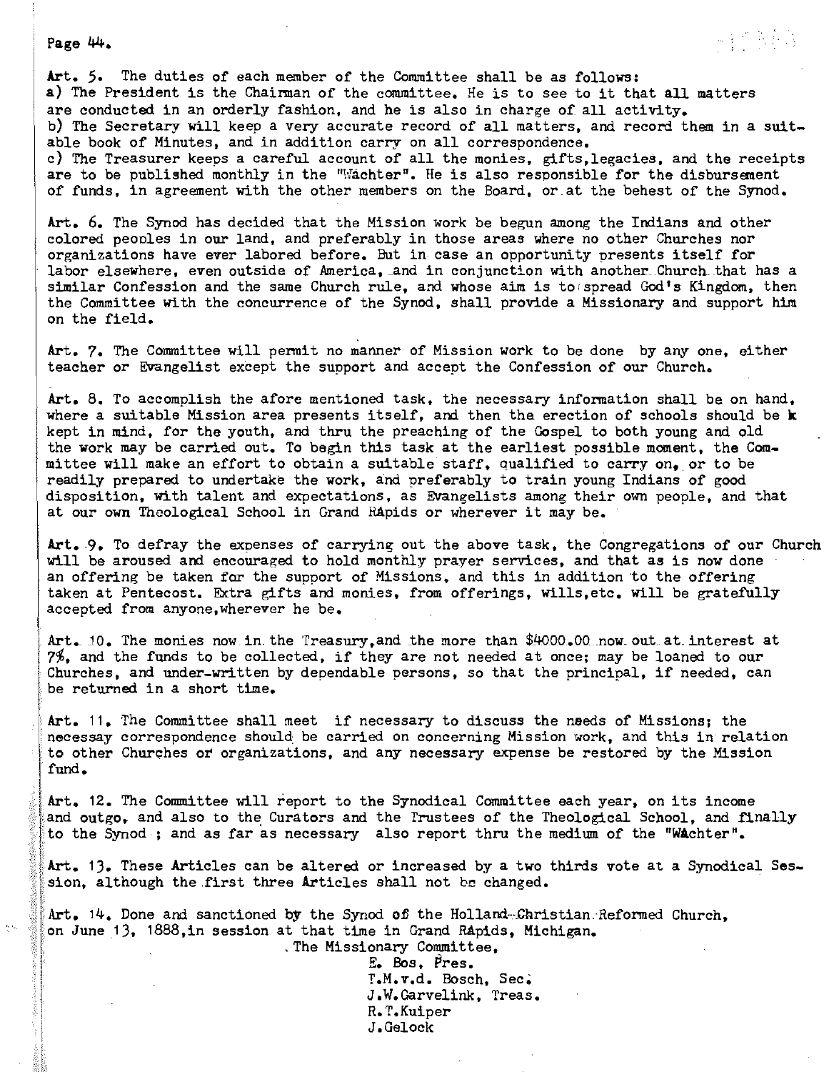**Art. 5.** The duties of each member of the Committee shall be as follows:
a) The President is the Chairman of the committee. He is to see to it that all matters are conducted in an orderly fashion, and he is also in charge of all activity.
b) The Secretary will keep a very accurate record of all matters, and record them in a suitable book of Minutes, and in addition carry on all correspondence.
c) The Treasurer keeps a careful account of all the monies, gifts,legacies, and the receipts are to be published monthly in the "Wächter". He is also responsible for the disbursement of funds, in agreement with the other members on the Board, or at the behest of the Synod.

**Art. 6.** The Synod has decided that the Mission work be begun among the Indians and other colored peoples in our land, and preferably in those areas where no other Churches nor organizations have ever labored before. But in case an opportunity presents itself for labor elsewhere, even outside of America, and in conjunction with another Church that has a similar Confession and the same Church rule, and whose aim is to spread God's Kingdom, then the Committee with the concurrence of the Synod, shall provide a Missionary and support him on the field.

**Art. 7.** The Committee will permit no manner of Mission work to be done by any one, either teacher or Evangelist except the support and accept the Confession of our Church.

**Art. 8.** To accomplish the afore mentioned task, the necessary information shall be on hand, where a suitable Mission area presents itself, and then the erection of schools should be k kept in mind, for the youth, and thru the preaching of the Gospel to both young and old the work may be carried out. To begin this task at the earliest possible moment, the Committee will make an effort to obtain a suitable staff, qualified to carry on, or to be readily prepared to undertake the work, and preferably to train young Indians of good disposition, with talent and expectations, as Evangelists among their own people, and that at our own Theological School in Grand RApids or wherever it may be.

**Art. 9.** To defray the expenses of carrying out the above task, the Congregations of our Church will be aroused and encouraged to hold monthly prayer services, and that as is now done an offering be taken for the support of Missions, and this in addition to the offering taken at Pentecost. Extra gifts and monies, from offerings, wills,etc. will be gratefully accepted from anyone,wherever he be.

**Art. 10.** The monies now in the Treasury,and the more than $4000.00 now out at interest at 7%, and the funds to be collected, if they are not needed at once; may be loaned to our Churches, and under-written by dependable persons, so that the principal, if needed, can be returned in a short time.

**Art. 11.** The Committee shall meet if necessary to discuss the needs of Missions; the necessay correspondence should be carried on concerning Mission work, and this in relation to other Churches or organizations, and any necessary expense be restored by the Mission fund.

**Art. 12.** The Committee will report to the Synodical Committee each year, on its income and outgo, and also to the Curators and the Trustees of the Theological School, and finally to the Synod ; and as far as necessary also report thru the medium of the "WÄchter".

**Art. 13.** These Articles can be altered or increased by a two thirds vote at a Synodical Session, although the first three Articles shall not be changed.

**Art. 14.** Done and sanctioned by the Synod of the Holland-Christian Reformed Church, on June 13, 1888,in session at that time in Grand RApids, Michigan.

The Missionary Committee,
E. Bos, Pres.
T.M.v.d. Bosch, Sec.
J.W.Garvelink, Treas.
R.T.Kuiper
J.Gelock